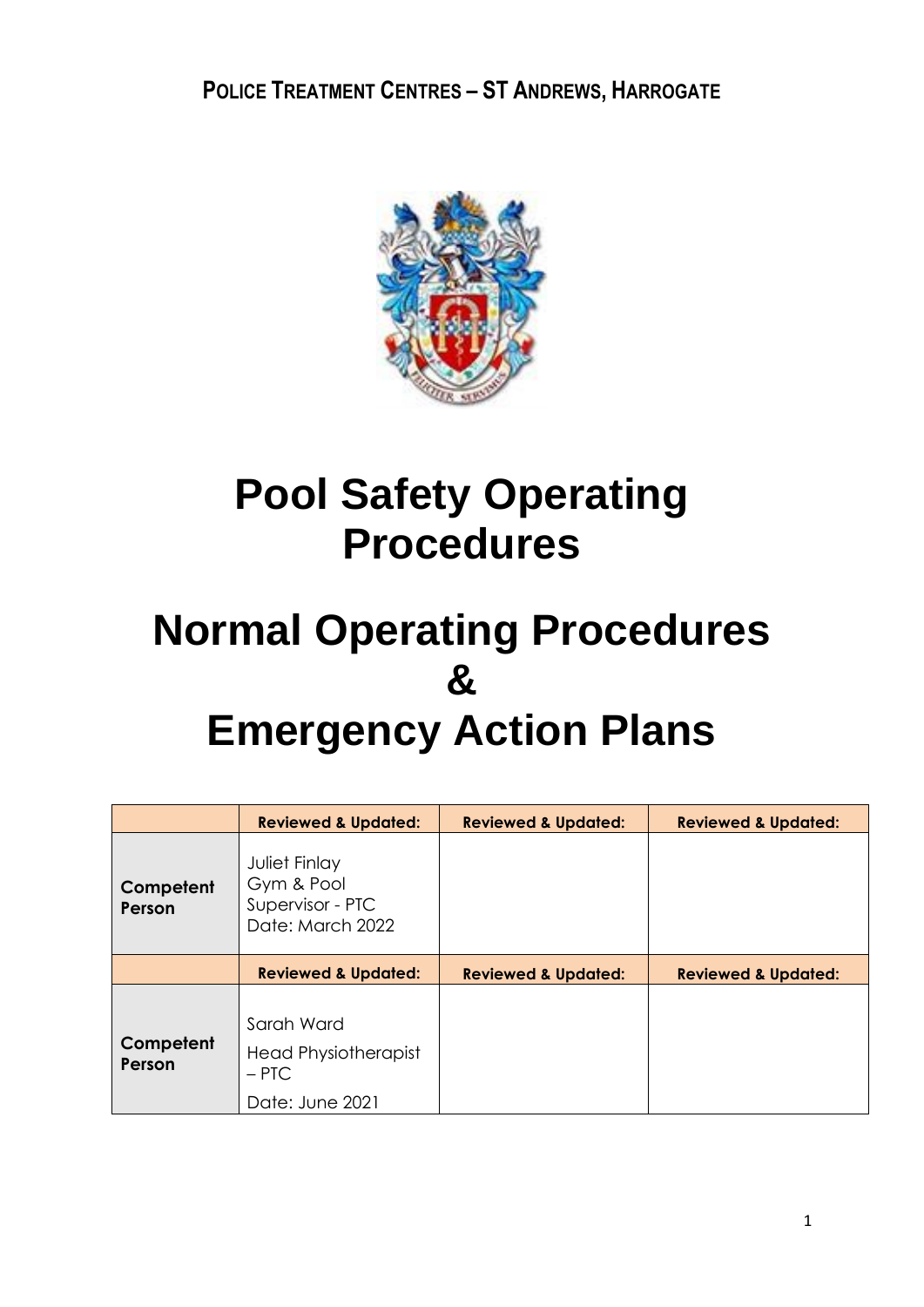**POLICE TREATMENT CENTRES – ST ANDREWS, HARROGATE**

# Pool Safety Operating Procedures

# Normal Operating Procedures & Emergency Action Plans

| | **Reviewed & Updated:** | **Reviewed & Updated:** | **Reviewed & Updated:** |
|---|---|---|---|
| **Competent Person** | Juliet Finlay<br>Gym & Pool Supervisor - PTC<br>Date: March 2022 | | |
| | **Reviewed & Updated:** | **Reviewed & Updated:** | **Reviewed & Updated:** |
| **Competent Person** | Sarah Ward<br>Head Physiotherapist – PTC<br>Date: June 2021 | | |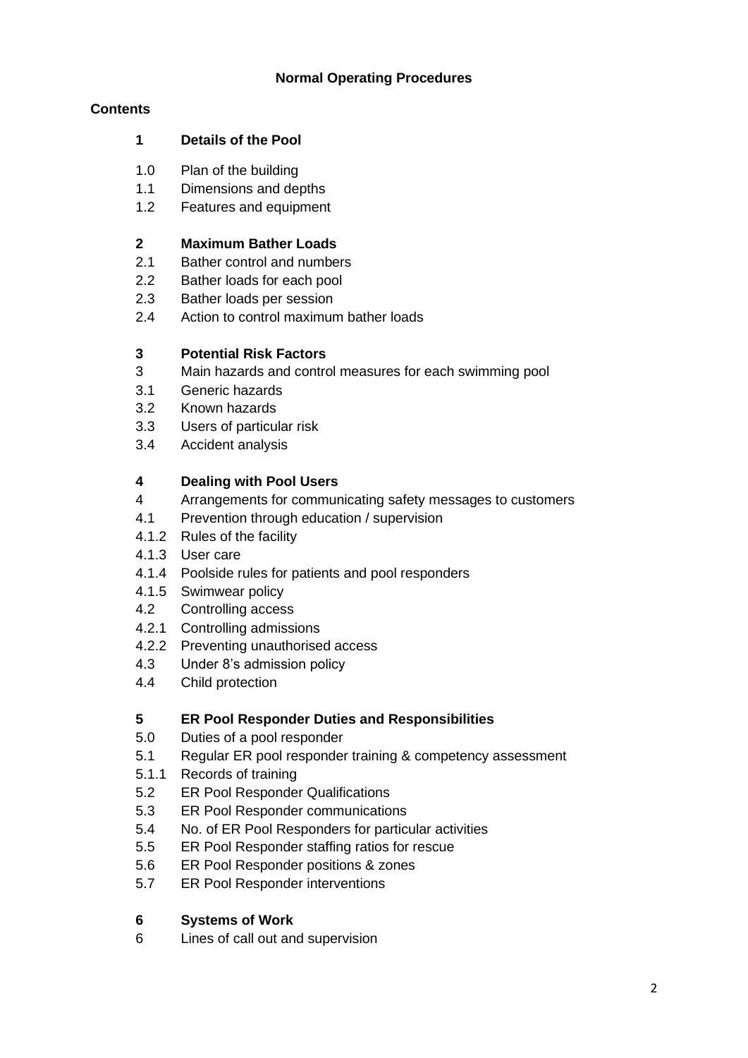**Normal Operating Procedures**

**Contents**

**1 Details of the Pool**

1.0 Plan of the building
1.1 Dimensions and depths
1.2 Features and equipment

**2 Maximum Bather Loads**

2.1 Bather control and numbers
2.2 Bather loads for each pool
2.3 Bather loads per session
2.4 Action to control maximum bather loads

**3 Potential Risk Factors**

3 Main hazards and control measures for each swimming pool
3.1 Generic hazards
3.2 Known hazards
3.3 Users of particular risk
3.4 Accident analysis

**4 Dealing with Pool Users**

4 Arrangements for communicating safety messages to customers
4.1 Prevention through education / supervision
4.1.2 Rules of the facility
4.1.3 User care
4.1.4 Poolside rules for patients and pool responders
4.1.5 Swimwear policy
4.2 Controlling access
4.2.1 Controlling admissions
4.2.2 Preventing unauthorised access
4.3 Under 8's admission policy
4.4 Child protection

**5 ER Pool Responder Duties and Responsibilities**

5.0 Duties of a pool responder
5.1 Regular ER pool responder training & competency assessment
5.1.1 Records of training
5.2 ER Pool Responder Qualifications
5.3 ER Pool Responder communications
5.4 No. of ER Pool Responders for particular activities
5.5 ER Pool Responder staffing ratios for rescue
5.6 ER Pool Responder positions & zones
5.7 ER Pool Responder interventions

**6 Systems of Work**

6 Lines of call out and supervision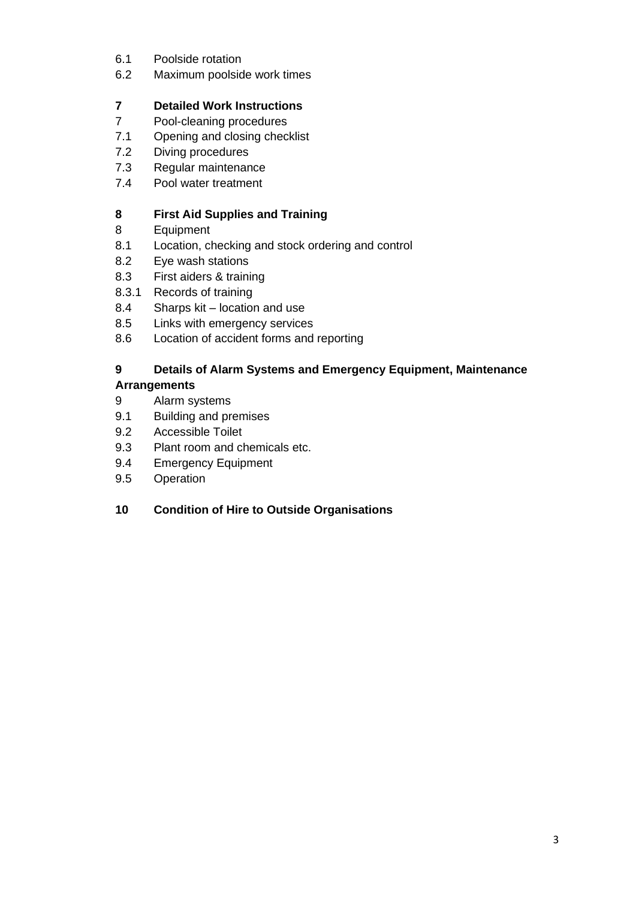6.1 Poolside rotation
6.2 Maximum poolside work times

**7 Detailed Work Instructions**

7 Pool-cleaning procedures
7.1 Opening and closing checklist
7.2 Diving procedures
7.3 Regular maintenance
7.4 Pool water treatment

**8 First Aid Supplies and Training**

8 Equipment
8.1 Location, checking and stock ordering and control
8.2 Eye wash stations
8.3 First aiders & training
8.3.1 Records of training
8.4 Sharps kit – location and use
8.5 Links with emergency services
8.6 Location of accident forms and reporting

**9 Details of Alarm Systems and Emergency Equipment, Maintenance Arrangements**

9 Alarm systems
9.1 Building and premises
9.2 Accessible Toilet
9.3 Plant room and chemicals etc.
9.4 Emergency Equipment
9.5 Operation

**10 Condition of Hire to Outside Organisations**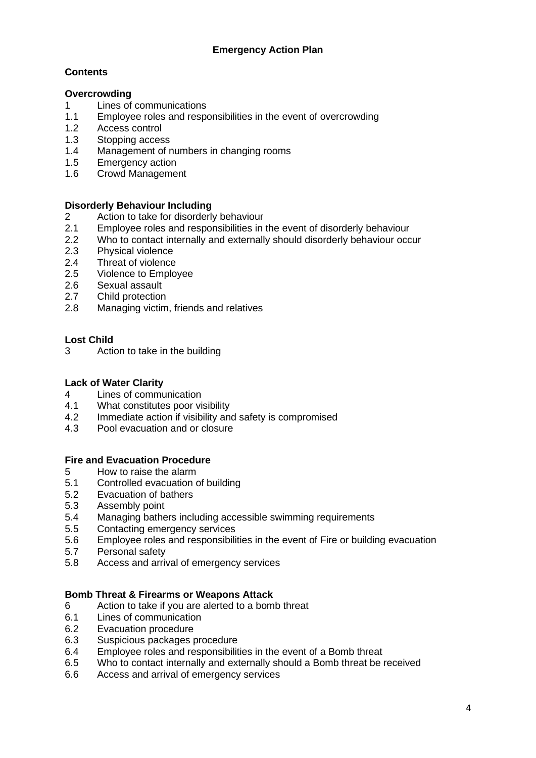# Emergency Action Plan

## Contents

### Overcrowding

1 Lines of communications
1.1 Employee roles and responsibilities in the event of overcrowding
1.2 Access control
1.3 Stopping access
1.4 Management of numbers in changing rooms
1.5 Emergency action
1.6 Crowd Management

### Disorderly Behaviour Including

2 Action to take for disorderly behaviour
2.1 Employee roles and responsibilities in the event of disorderly behaviour
2.2 Who to contact internally and externally should disorderly behaviour occur
2.3 Physical violence
2.4 Threat of violence
2.5 Violence to Employee
2.6 Sexual assault
2.7 Child protection
2.8 Managing victim, friends and relatives

### Lost Child

3 Action to take in the building

### Lack of Water Clarity

4 Lines of communication
4.1 What constitutes poor visibility
4.2 Immediate action if visibility and safety is compromised
4.3 Pool evacuation and or closure

### Fire and Evacuation Procedure

5 How to raise the alarm
5.1 Controlled evacuation of building
5.2 Evacuation of bathers
5.3 Assembly point
5.4 Managing bathers including accessible swimming requirements
5.5 Contacting emergency services
5.6 Employee roles and responsibilities in the event of Fire or building evacuation
5.7 Personal safety
5.8 Access and arrival of emergency services

### Bomb Threat & Firearms or Weapons Attack

6 Action to take if you are alerted to a bomb threat
6.1 Lines of communication
6.2 Evacuation procedure
6.3 Suspicious packages procedure
6.4 Employee roles and responsibilities in the event of a Bomb threat
6.5 Who to contact internally and externally should a Bomb threat be received
6.6 Access and arrival of emergency services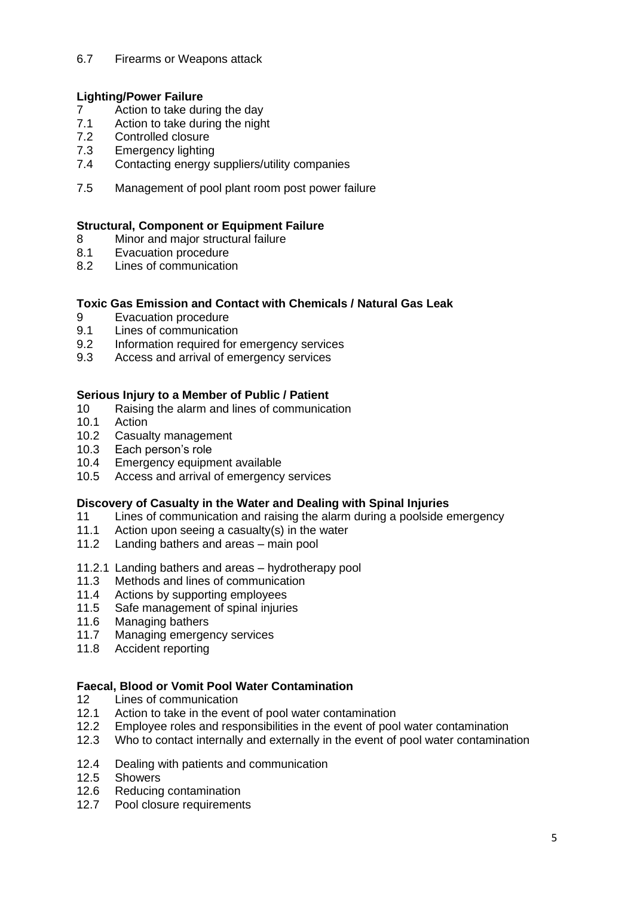6.7 Firearms or Weapons attack

**Lighting/Power Failure**

7 Action to take during the day
7.1 Action to take during the night
7.2 Controlled closure
7.3 Emergency lighting
7.4 Contacting energy suppliers/utility companies

7.5 Management of pool plant room post power failure

**Structural, Component or Equipment Failure**

8 Minor and major structural failure
8.1 Evacuation procedure
8.2 Lines of communication

**Toxic Gas Emission and Contact with Chemicals / Natural Gas Leak**

9 Evacuation procedure
9.1 Lines of communication
9.2 Information required for emergency services
9.3 Access and arrival of emergency services

**Serious Injury to a Member of Public / Patient**

10 Raising the alarm and lines of communication
10.1 Action
10.2 Casualty management
10.3 Each person's role
10.4 Emergency equipment available
10.5 Access and arrival of emergency services

**Discovery of Casualty in the Water and Dealing with Spinal Injuries**

11 Lines of communication and raising the alarm during a poolside emergency
11.1 Action upon seeing a casualty(s) in the water
11.2 Landing bathers and areas – main pool

11.2.1 Landing bathers and areas – hydrotherapy pool
11.3 Methods and lines of communication
11.4 Actions by supporting employees
11.5 Safe management of spinal injuries
11.6 Managing bathers
11.7 Managing emergency services
11.8 Accident reporting

**Faecal, Blood or Vomit Pool Water Contamination**

12 Lines of communication
12.1 Action to take in the event of pool water contamination
12.2 Employee roles and responsibilities in the event of pool water contamination
12.3 Who to contact internally and externally in the event of pool water contamination

12.4 Dealing with patients and communication
12.5 Showers
12.6 Reducing contamination
12.7 Pool closure requirements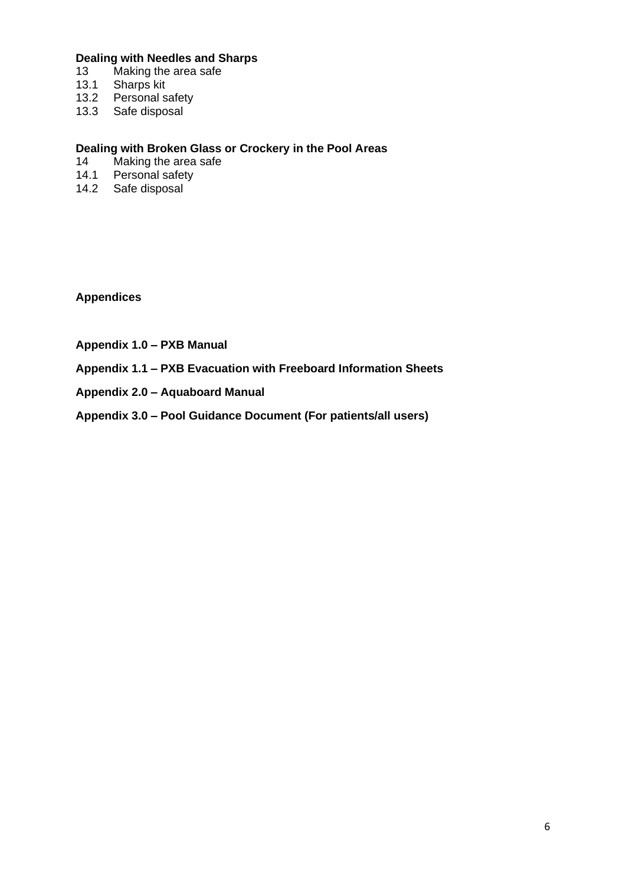**Dealing with Needles and Sharps**

13 Making the area safe
13.1 Sharps kit
13.2 Personal safety
13.3 Safe disposal

**Dealing with Broken Glass or Crockery in the Pool Areas**

14 Making the area safe
14.1 Personal safety
14.2 Safe disposal

**Appendices**

**Appendix 1.0 – PXB Manual**

**Appendix 1.1 – PXB Evacuation with Freeboard Information Sheets**

**Appendix 2.0 – Aquaboard Manual**

**Appendix 3.0 – Pool Guidance Document (For patients/all users)**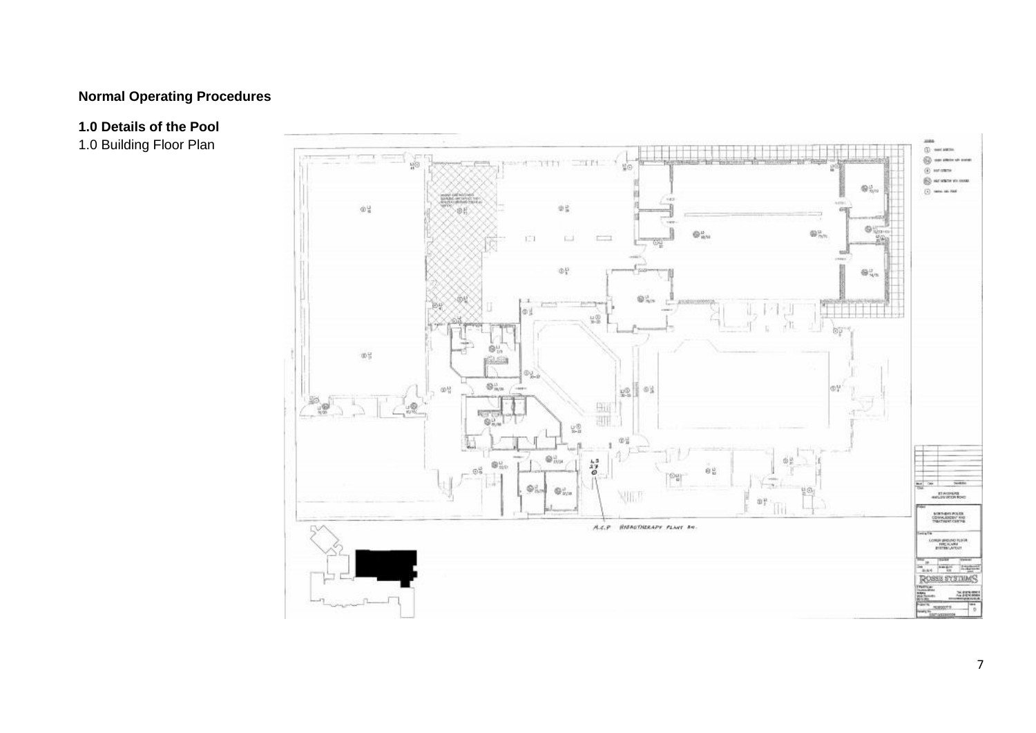**Normal Operating Procedures**

**1.0 Details of the Pool**

1.0 Building Floor Plan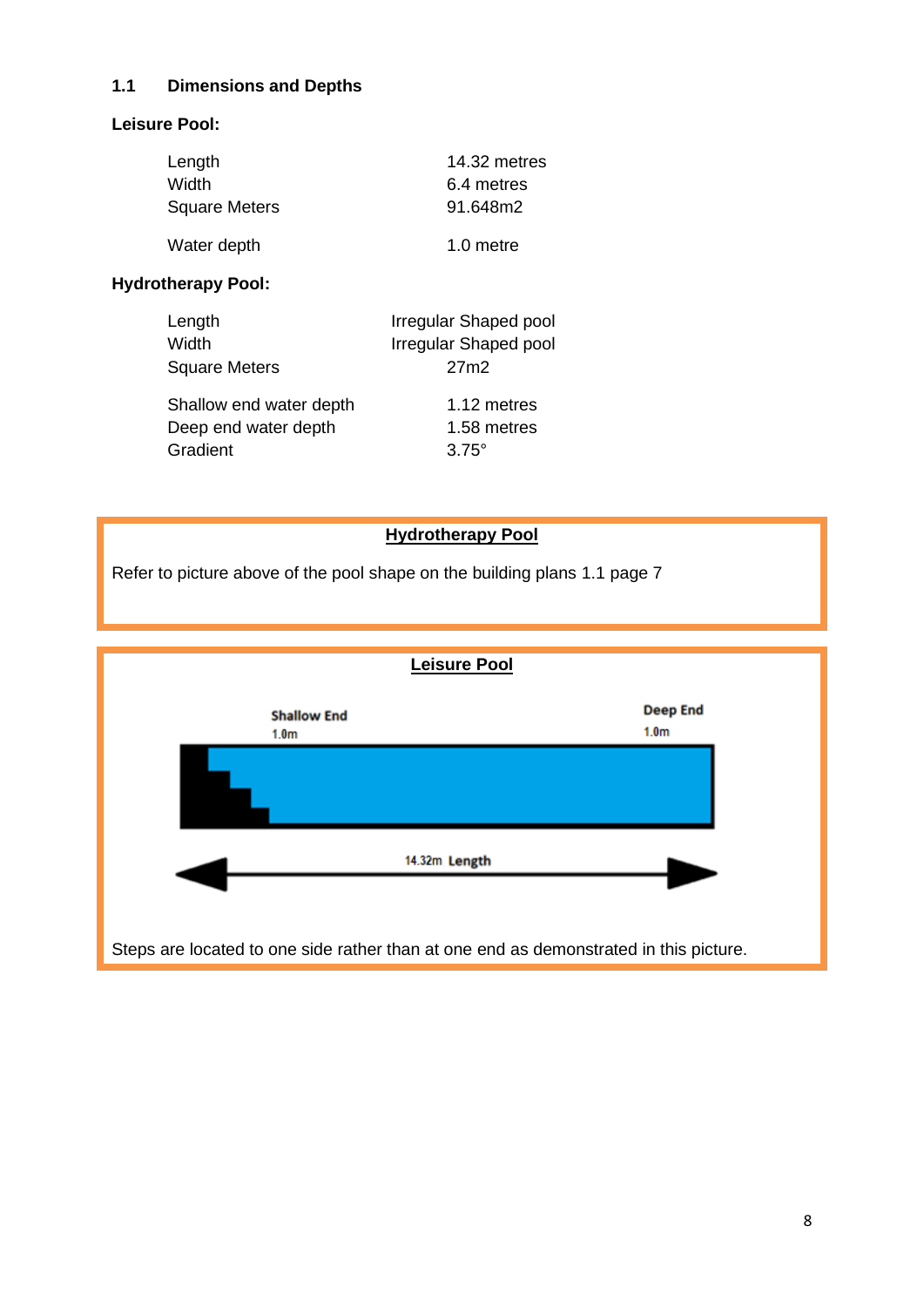### 1.1 Dimensions and Depths

**Leisure Pool:**

| | |
|---|---|
| Length | 14.32 metres |
| Width | 6.4 metres |
| Square Meters | 91.648m2 |
| Water depth | 1.0 metre |

**Hydrotherapy Pool:**

| | |
|---|---|
| Length | Irregular Shaped pool |
| Width | Irregular Shaped pool |
| Square Meters | 27m2 |
| Shallow end water depth | 1.12 metres |
| Deep end water depth | 1.58 metres |
| Gradient | 3.75° |

**Hydrotherapy Pool**

Refer to picture above of the pool shape on the building plans 1.1 page 7

**Leisure Pool**

Shallow End
1.0m

Deep End
1.0m

14.32m Length

Steps are located to one side rather than at one end as demonstrated in this picture.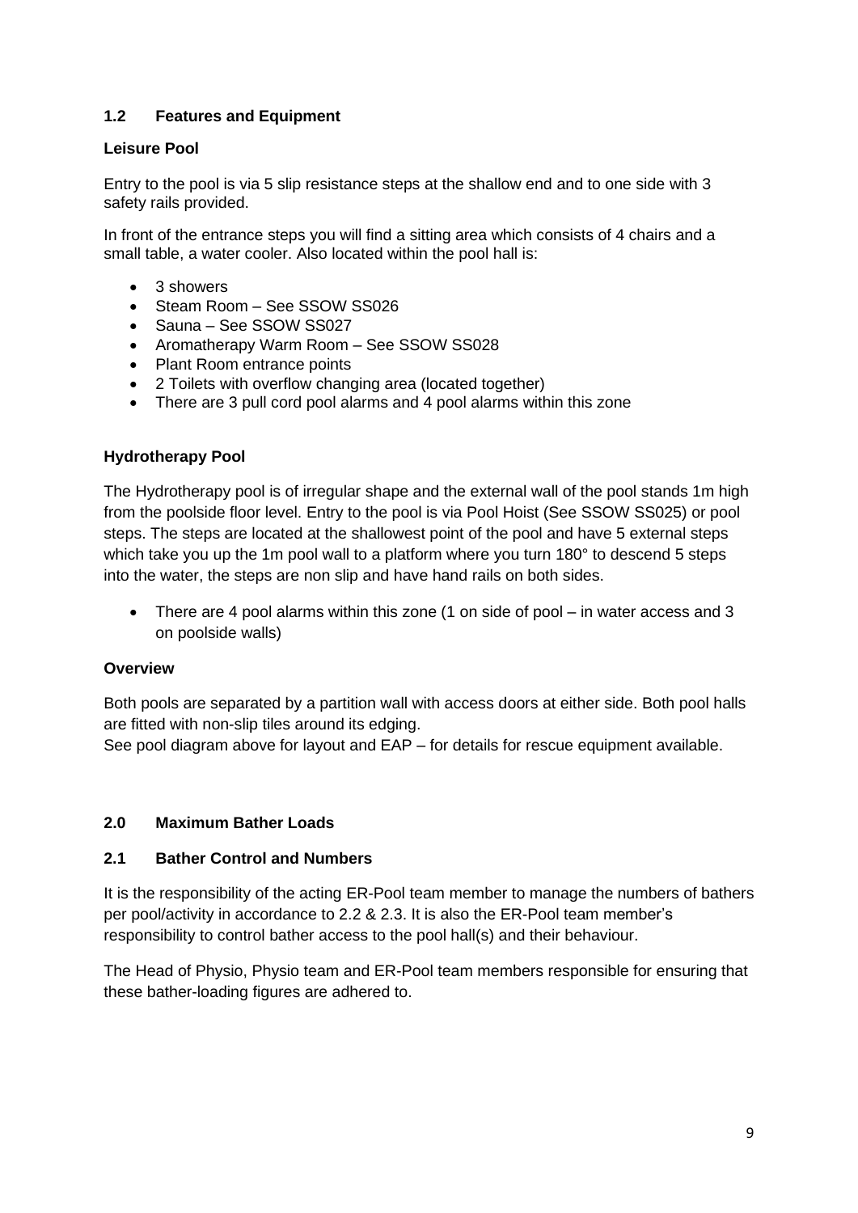## 1.2 Features and Equipment

### Leisure Pool

Entry to the pool is via 5 slip resistance steps at the shallow end and to one side with 3 safety rails provided.

In front of the entrance steps you will find a sitting area which consists of 4 chairs and a small table, a water cooler. Also located within the pool hall is:

- 3 showers
- Steam Room – See SSOW SS026
- Sauna – See SSOW SS027
- Aromatherapy Warm Room – See SSOW SS028
- Plant Room entrance points
- 2 Toilets with overflow changing area (located together)
- There are 3 pull cord pool alarms and 4 pool alarms within this zone

### Hydrotherapy Pool

The Hydrotherapy pool is of irregular shape and the external wall of the pool stands 1m high from the poolside floor level. Entry to the pool is via Pool Hoist (See SSOW SS025) or pool steps. The steps are located at the shallowest point of the pool and have 5 external steps which take you up the 1m pool wall to a platform where you turn 180° to descend 5 steps into the water, the steps are non slip and have hand rails on both sides.

- There are 4 pool alarms within this zone (1 on side of pool – in water access and 3 on poolside walls)

### Overview

Both pools are separated by a partition wall with access doors at either side. Both pool halls are fitted with non-slip tiles around its edging.
See pool diagram above for layout and EAP – for details for rescue equipment available.

## 2.0 Maximum Bather Loads

## 2.1 Bather Control and Numbers

It is the responsibility of the acting ER-Pool team member to manage the numbers of bathers per pool/activity in accordance to 2.2 & 2.3. It is also the ER-Pool team member's responsibility to control bather access to the pool hall(s) and their behaviour.

The Head of Physio, Physio team and ER-Pool team members responsible for ensuring that these bather-loading figures are adhered to.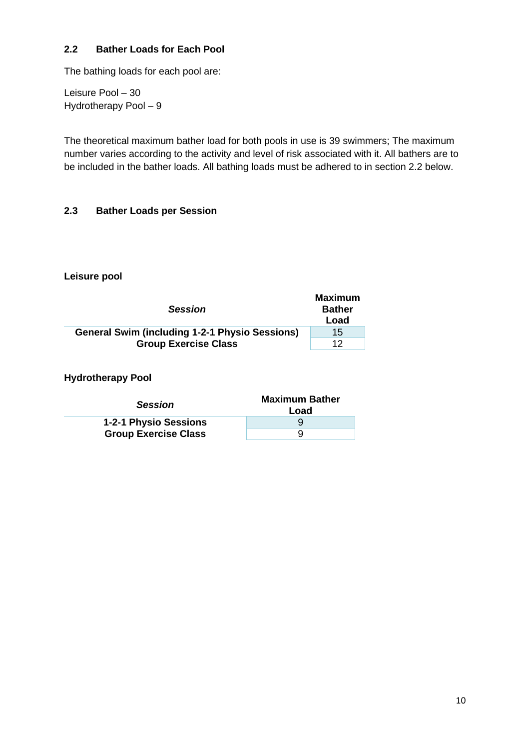### 2.2 Bather Loads for Each Pool

The bathing loads for each pool are:

Leisure Pool – 30
Hydrotherapy Pool – 9

The theoretical maximum bather load for both pools in use is 39 swimmers; The maximum number varies according to the activity and level of risk associated with it. All bathers are to be included in the bather loads. All bathing loads must be adhered to in section 2.2 below.

### 2.3 Bather Loads per Session

**Leisure pool**

| *Session* | Maximum Bather Load |
|---|---|
| **General Swim (including 1-2-1 Physio Sessions)** | 15 |
| **Group Exercise Class** | 12 |

**Hydrotherapy Pool**

| *Session* | Maximum Bather Load |
|---|---|
| **1-2-1 Physio Sessions** | 9 |
| **Group Exercise Class** | 9 |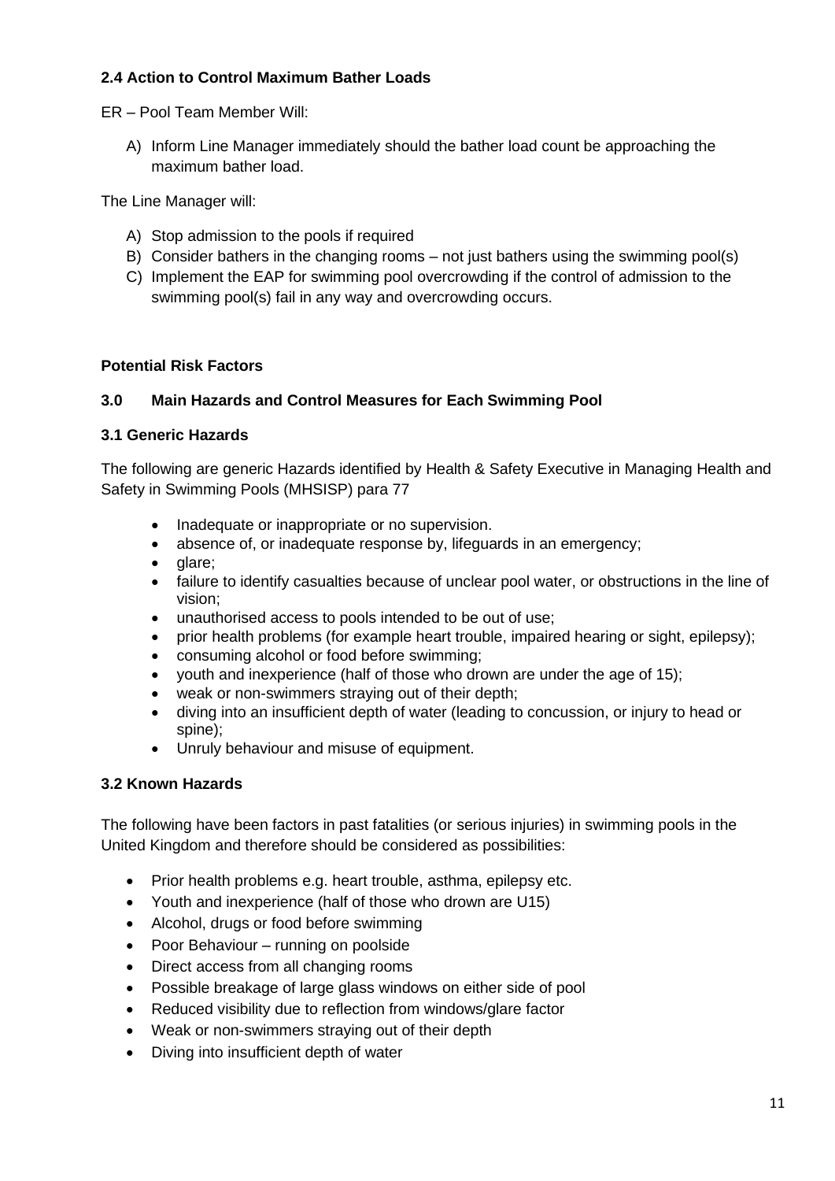### 2.4 Action to Control Maximum Bather Loads

ER – Pool Team Member Will:

A) Inform Line Manager immediately should the bather load count be approaching the maximum bather load.

The Line Manager will:

A) Stop admission to the pools if required
B) Consider bathers in the changing rooms – not just bathers using the swimming pool(s)
C) Implement the EAP for swimming pool overcrowding if the control of admission to the swimming pool(s) fail in any way and overcrowding occurs.

**Potential Risk Factors**

## 3.0 Main Hazards and Control Measures for Each Swimming Pool

### 3.1 Generic Hazards

The following are generic Hazards identified by Health & Safety Executive in Managing Health and Safety in Swimming Pools (MHSISP) para 77

- Inadequate or inappropriate or no supervision.
- absence of, or inadequate response by, lifeguards in an emergency;
- glare;
- failure to identify casualties because of unclear pool water, or obstructions in the line of vision;
- unauthorised access to pools intended to be out of use;
- prior health problems (for example heart trouble, impaired hearing or sight, epilepsy);
- consuming alcohol or food before swimming;
- youth and inexperience (half of those who drown are under the age of 15);
- weak or non-swimmers straying out of their depth;
- diving into an insufficient depth of water (leading to concussion, or injury to head or spine);
- Unruly behaviour and misuse of equipment.

### 3.2 Known Hazards

The following have been factors in past fatalities (or serious injuries) in swimming pools in the United Kingdom and therefore should be considered as possibilities:

- Prior health problems e.g. heart trouble, asthma, epilepsy etc.
- Youth and inexperience (half of those who drown are U15)
- Alcohol, drugs or food before swimming
- Poor Behaviour – running on poolside
- Direct access from all changing rooms
- Possible breakage of large glass windows on either side of pool
- Reduced visibility due to reflection from windows/glare factor
- Weak or non-swimmers straying out of their depth
- Diving into insufficient depth of water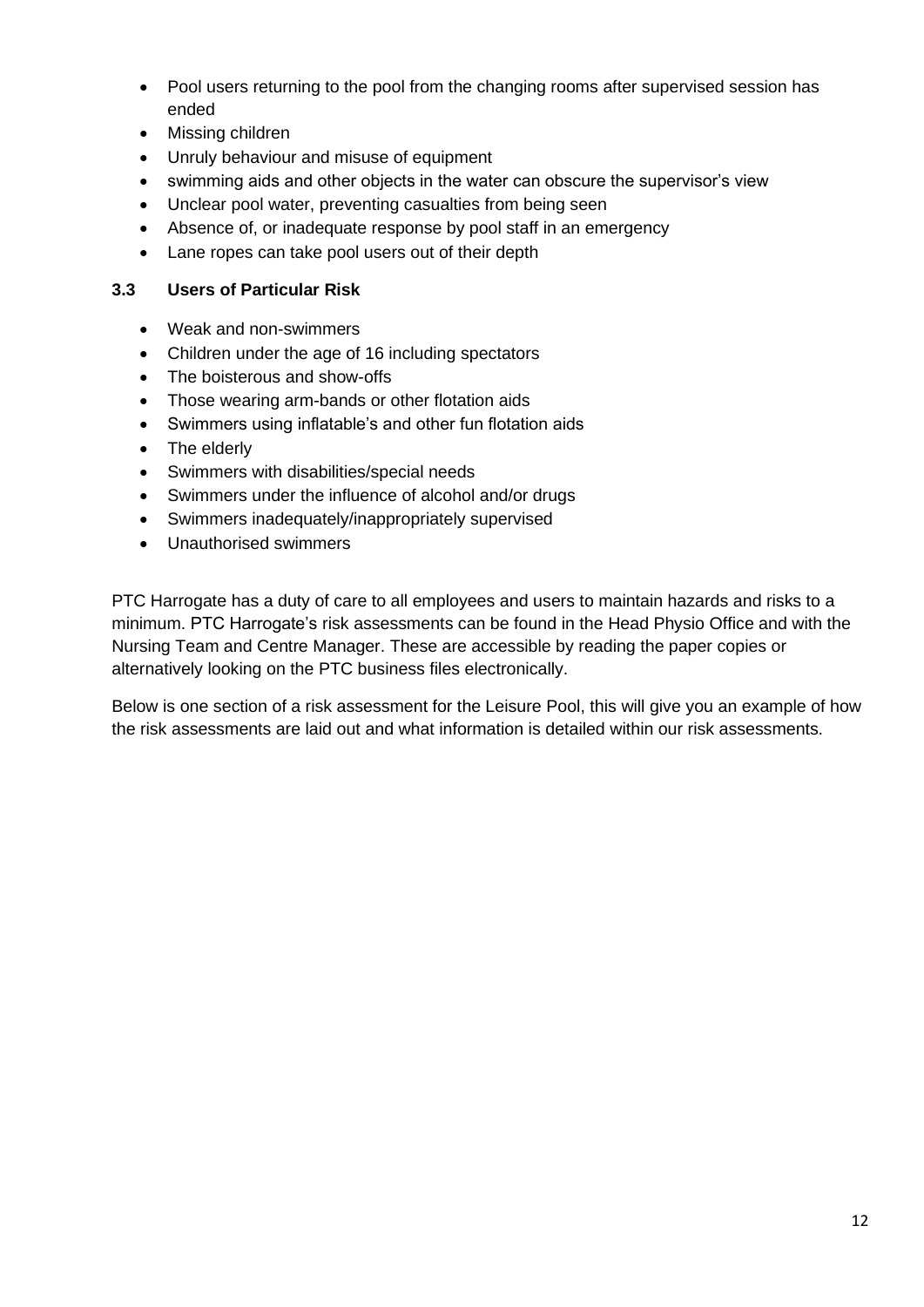- Pool users returning to the pool from the changing rooms after supervised session has ended
- Missing children
- Unruly behaviour and misuse of equipment
- swimming aids and other objects in the water can obscure the supervisor's view
- Unclear pool water, preventing casualties from being seen
- Absence of, or inadequate response by pool staff in an emergency
- Lane ropes can take pool users out of their depth

### 3.3 Users of Particular Risk

- Weak and non-swimmers
- Children under the age of 16 including spectators
- The boisterous and show-offs
- Those wearing arm-bands or other flotation aids
- Swimmers using inflatable's and other fun flotation aids
- The elderly
- Swimmers with disabilities/special needs
- Swimmers under the influence of alcohol and/or drugs
- Swimmers inadequately/inappropriately supervised
- Unauthorised swimmers

PTC Harrogate has a duty of care to all employees and users to maintain hazards and risks to a minimum. PTC Harrogate's risk assessments can be found in the Head Physio Office and with the Nursing Team and Centre Manager. These are accessible by reading the paper copies or alternatively looking on the PTC business files electronically.

Below is one section of a risk assessment for the Leisure Pool, this will give you an example of how the risk assessments are laid out and what information is detailed within our risk assessments.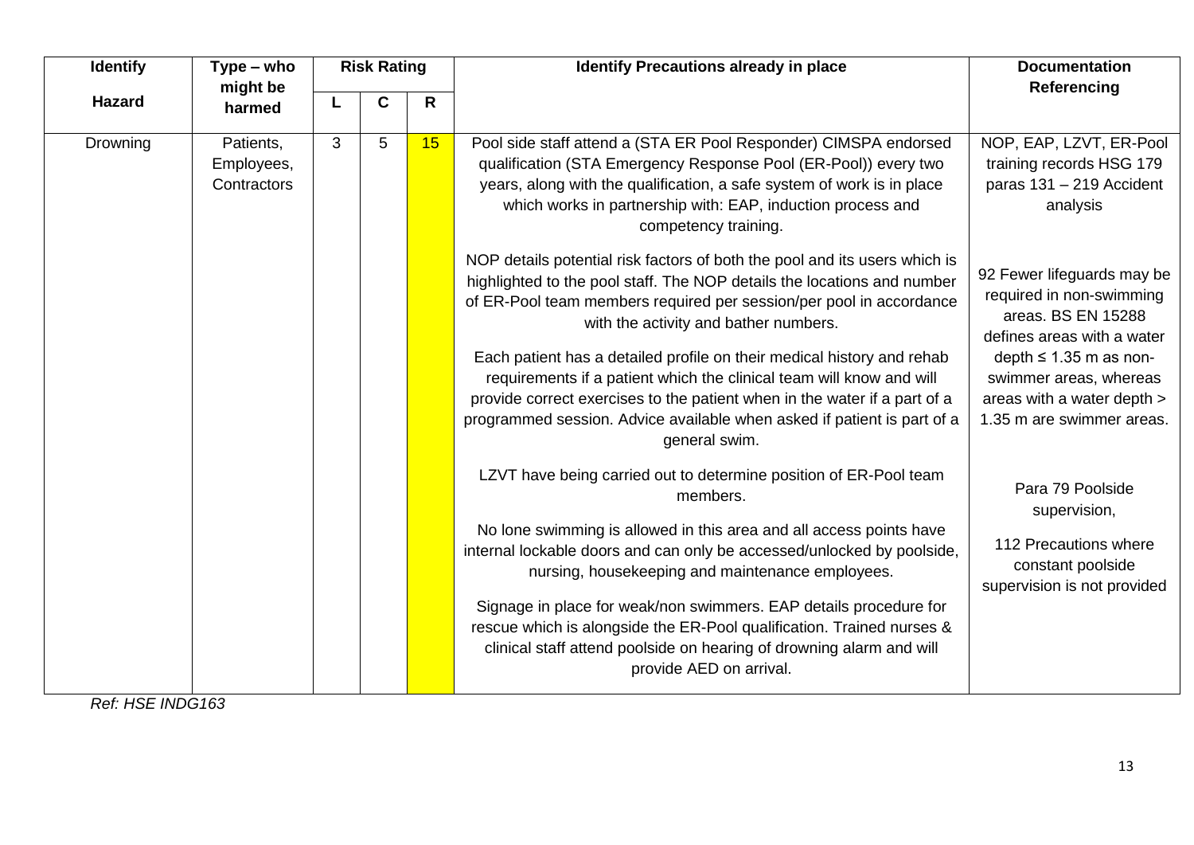| Identify Hazard | Type – who might be harmed | Risk Rating | | | Identify Precautions already in place | Documentation Referencing |
|---|---|---|---|---|---|---|
| | | L | C | R | | |
| Drowning | Patients, Employees, Contractors | 3 | 5 | 15 | Pool side staff attend a (STA ER Pool Responder) CIMSPA endorsed qualification (STA Emergency Response Pool (ER-Pool)) every two years, along with the qualification, a safe system of work is in place which works in partnership with: EAP, induction process and competency training.<br><br>NOP details potential risk factors of both the pool and its users which is highlighted to the pool staff. The NOP details the locations and number of ER-Pool team members required per session/per pool in accordance with the activity and bather numbers.<br><br>Each patient has a detailed profile on their medical history and rehab requirements if a patient which the clinical team will know and will provide correct exercises to the patient when in the water if a part of a programmed session. Advice available when asked if patient is part of a general swim.<br><br>LZVT have being carried out to determine position of ER-Pool team members.<br><br>No lone swimming is allowed in this area and all access points have internal lockable doors and can only be accessed/unlocked by poolside, nursing, housekeeping and maintenance employees.<br><br>Signage in place for weak/non swimmers. EAP details procedure for rescue which is alongside the ER-Pool qualification. Trained nurses & clinical staff attend poolside on hearing of drowning alarm and will provide AED on arrival. | NOP, EAP, LZVT, ER-Pool training records HSG 179 paras 131 – 219 Accident analysis<br><br>92 Fewer lifeguards may be required in non-swimming areas. BS EN 15288 defines areas with a water depth ≤ 1.35 m as non-swimmer areas, whereas areas with a water depth > 1.35 m are swimmer areas.<br><br>Para 79 Poolside supervision,<br><br>112 Precautions where constant poolside supervision is not provided |

*Ref: HSE INDG163*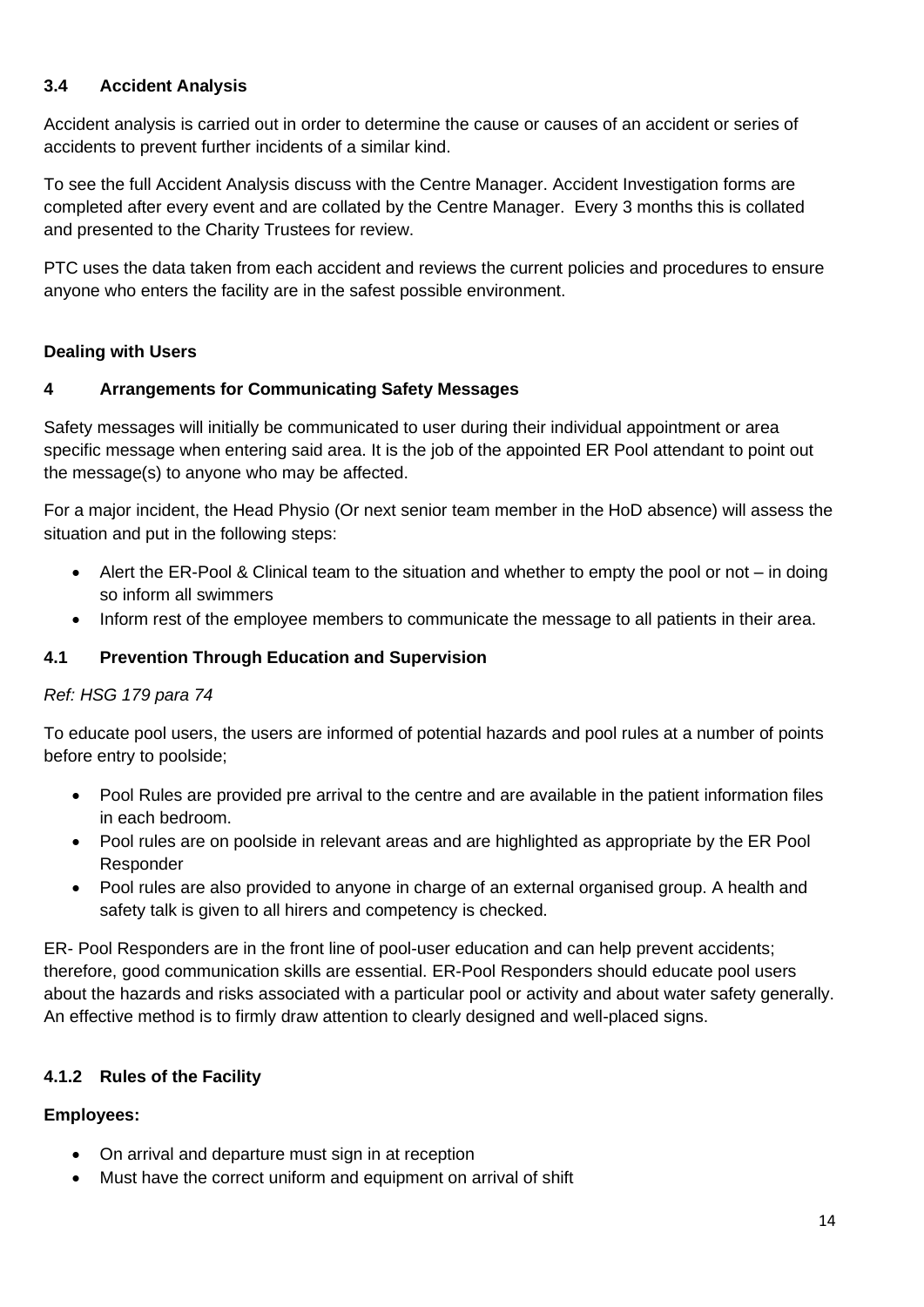### 3.4 Accident Analysis

Accident analysis is carried out in order to determine the cause or causes of an accident or series of accidents to prevent further incidents of a similar kind.

To see the full Accident Analysis discuss with the Centre Manager. Accident Investigation forms are completed after every event and are collated by the Centre Manager. Every 3 months this is collated and presented to the Charity Trustees for review.

PTC uses the data taken from each accident and reviews the current policies and procedures to ensure anyone who enters the facility are in the safest possible environment.

**Dealing with Users**

## 4 Arrangements for Communicating Safety Messages

Safety messages will initially be communicated to user during their individual appointment or area specific message when entering said area. It is the job of the appointed ER Pool attendant to point out the message(s) to anyone who may be affected.

For a major incident, the Head Physio (Or next senior team member in the HoD absence) will assess the situation and put in the following steps:

- Alert the ER-Pool & Clinical team to the situation and whether to empty the pool or not – in doing so inform all swimmers
- Inform rest of the employee members to communicate the message to all patients in their area.

### 4.1 Prevention Through Education and Supervision

*Ref: HSG 179 para 74*

To educate pool users, the users are informed of potential hazards and pool rules at a number of points before entry to poolside;

- Pool Rules are provided pre arrival to the centre and are available in the patient information files in each bedroom.
- Pool rules are on poolside in relevant areas and are highlighted as appropriate by the ER Pool Responder
- Pool rules are also provided to anyone in charge of an external organised group. A health and safety talk is given to all hirers and competency is checked.

ER- Pool Responders are in the front line of pool-user education and can help prevent accidents; therefore, good communication skills are essential. ER-Pool Responders should educate pool users about the hazards and risks associated with a particular pool or activity and about water safety generally. An effective method is to firmly draw attention to clearly designed and well-placed signs.

#### 4.1.2 Rules of the Facility

**Employees:**

- On arrival and departure must sign in at reception
- Must have the correct uniform and equipment on arrival of shift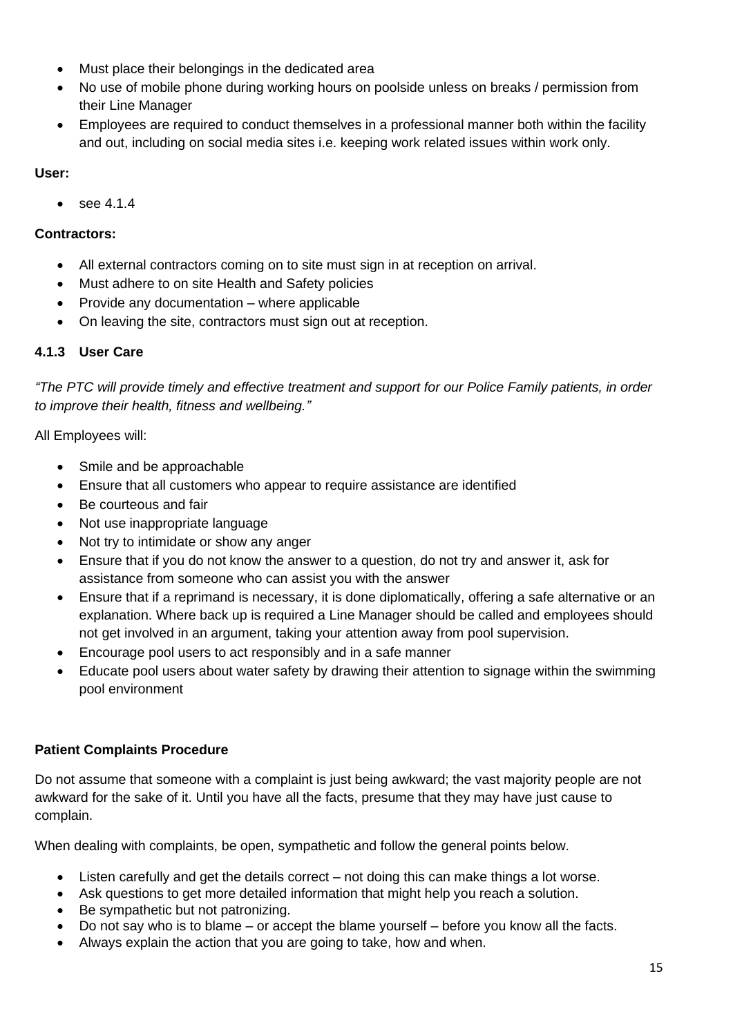- Must place their belongings in the dedicated area
- No use of mobile phone during working hours on poolside unless on breaks / permission from their Line Manager
- Employees are required to conduct themselves in a professional manner both within the facility and out, including on social media sites i.e. keeping work related issues within work only.

**User:**

- see 4.1.4

**Contractors:**

- All external contractors coming on to site must sign in at reception on arrival.
- Must adhere to on site Health and Safety policies
- Provide any documentation – where applicable
- On leaving the site, contractors must sign out at reception.

#### 4.1.3 User Care

*"The PTC will provide timely and effective treatment and support for our Police Family patients, in order to improve their health, fitness and wellbeing."*

All Employees will:

- Smile and be approachable
- Ensure that all customers who appear to require assistance are identified
- Be courteous and fair
- Not use inappropriate language
- Not try to intimidate or show any anger
- Ensure that if you do not know the answer to a question, do not try and answer it, ask for assistance from someone who can assist you with the answer
- Ensure that if a reprimand is necessary, it is done diplomatically, offering a safe alternative or an explanation. Where back up is required a Line Manager should be called and employees should not get involved in an argument, taking your attention away from pool supervision.
- Encourage pool users to act responsibly and in a safe manner
- Educate pool users about water safety by drawing their attention to signage within the swimming pool environment

**Patient Complaints Procedure**

Do not assume that someone with a complaint is just being awkward; the vast majority people are not awkward for the sake of it. Until you have all the facts, presume that they may have just cause to complain.

When dealing with complaints, be open, sympathetic and follow the general points below.

- Listen carefully and get the details correct – not doing this can make things a lot worse.
- Ask questions to get more detailed information that might help you reach a solution.
- Be sympathetic but not patronizing.
- Do not say who is to blame – or accept the blame yourself – before you know all the facts.
- Always explain the action that you are going to take, how and when.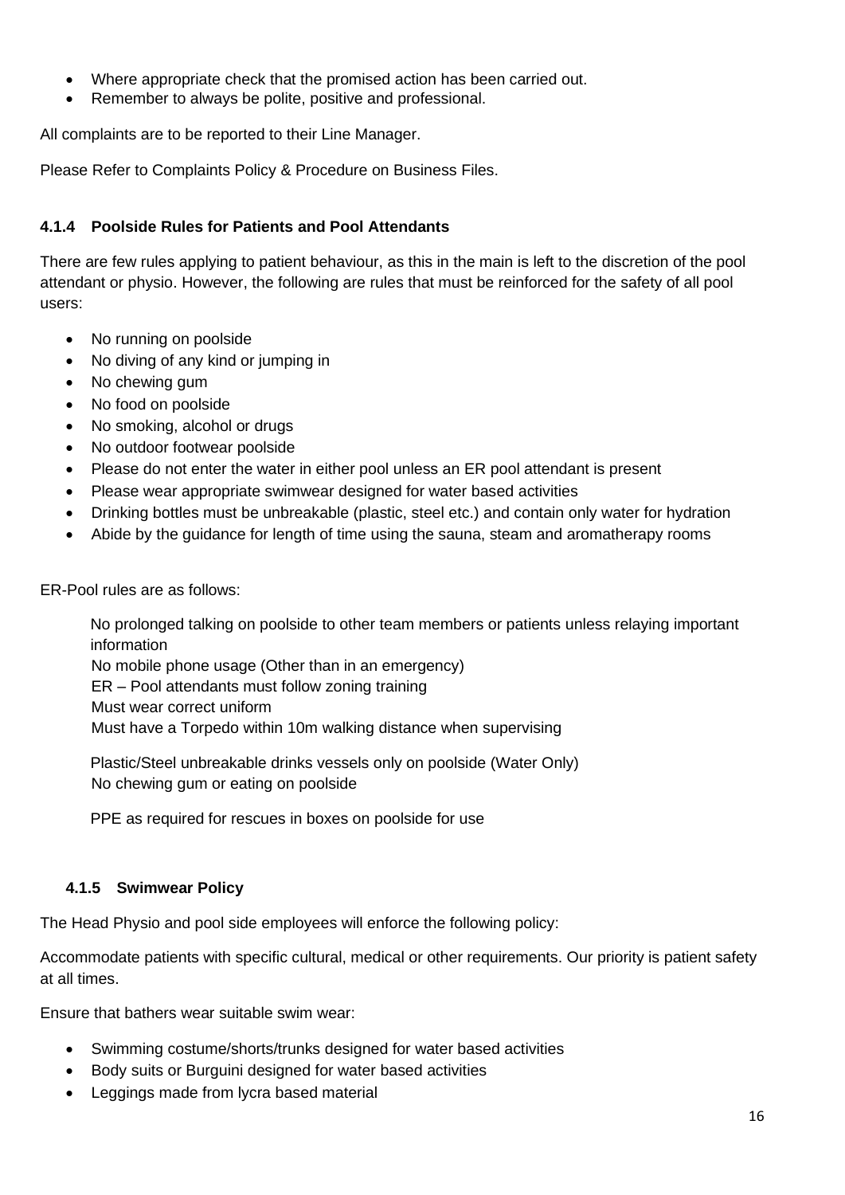- Where appropriate check that the promised action has been carried out.
- Remember to always be polite, positive and professional.

All complaints are to be reported to their Line Manager.

Please Refer to Complaints Policy & Procedure on Business Files.

#### 4.1.4 Poolside Rules for Patients and Pool Attendants

There are few rules applying to patient behaviour, as this in the main is left to the discretion of the pool attendant or physio. However, the following are rules that must be reinforced for the safety of all pool users:

- No running on poolside
- No diving of any kind or jumping in
- No chewing gum
- No food on poolside
- No smoking, alcohol or drugs
- No outdoor footwear poolside
- Please do not enter the water in either pool unless an ER pool attendant is present
- Please wear appropriate swimwear designed for water based activities
- Drinking bottles must be unbreakable (plastic, steel etc.) and contain only water for hydration
- Abide by the guidance for length of time using the sauna, steam and aromatherapy rooms

ER-Pool rules are as follows:

No prolonged talking on poolside to other team members or patients unless relaying important information
No mobile phone usage (Other than in an emergency)
ER – Pool attendants must follow zoning training
Must wear correct uniform
Must have a Torpedo within 10m walking distance when supervising

Plastic/Steel unbreakable drinks vessels only on poolside (Water Only)
No chewing gum or eating on poolside

PPE as required for rescues in boxes on poolside for use

#### 4.1.5 Swimwear Policy

The Head Physio and pool side employees will enforce the following policy:

Accommodate patients with specific cultural, medical or other requirements. Our priority is patient safety at all times.

Ensure that bathers wear suitable swim wear:

- Swimming costume/shorts/trunks designed for water based activities
- Body suits or Burguini designed for water based activities
- Leggings made from lycra based material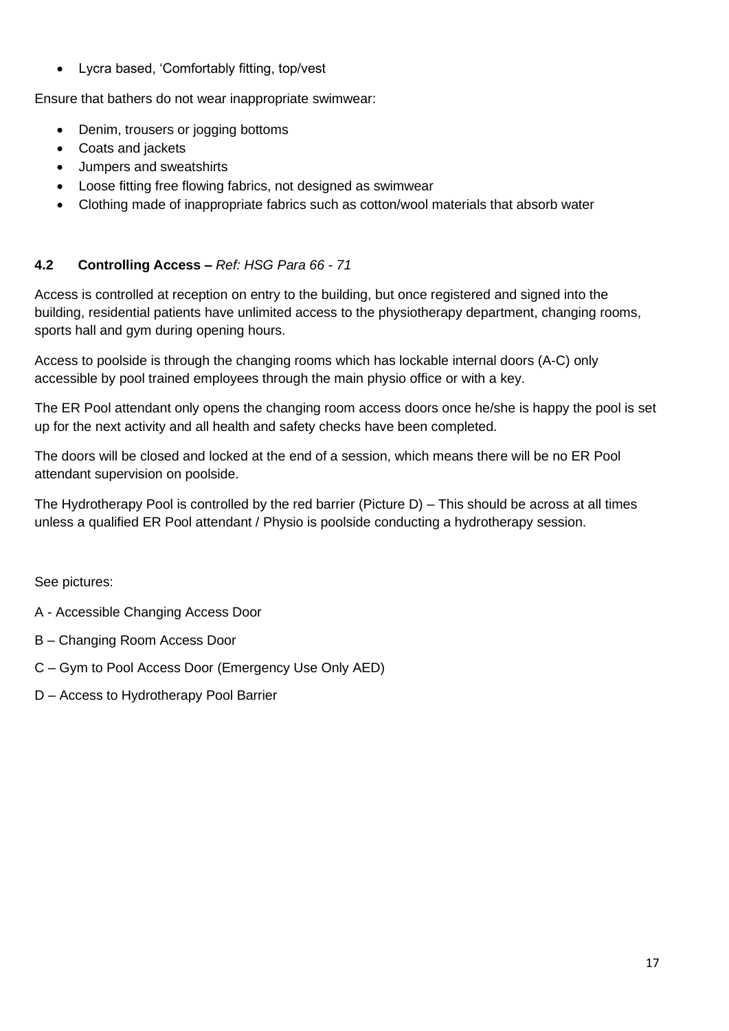- Lycra based, 'Comfortably fitting, top/vest

Ensure that bathers do not wear inappropriate swimwear:

- Denim, trousers or jogging bottoms
- Coats and jackets
- Jumpers and sweatshirts
- Loose fitting free flowing fabrics, not designed as swimwear
- Clothing made of inappropriate fabrics such as cotton/wool materials that absorb water

### 4.2 Controlling Access – *Ref: HSG Para 66 - 71*

Access is controlled at reception on entry to the building, but once registered and signed into the building, residential patients have unlimited access to the physiotherapy department, changing rooms, sports hall and gym during opening hours.

Access to poolside is through the changing rooms which has lockable internal doors (A-C) only accessible by pool trained employees through the main physio office or with a key.

The ER Pool attendant only opens the changing room access doors once he/she is happy the pool is set up for the next activity and all health and safety checks have been completed.

The doors will be closed and locked at the end of a session, which means there will be no ER Pool attendant supervision on poolside.

The Hydrotherapy Pool is controlled by the red barrier (Picture D) – This should be across at all times unless a qualified ER Pool attendant / Physio is poolside conducting a hydrotherapy session.

See pictures:

A - Accessible Changing Access Door

B – Changing Room Access Door

C – Gym to Pool Access Door (Emergency Use Only AED)

D – Access to Hydrotherapy Pool Barrier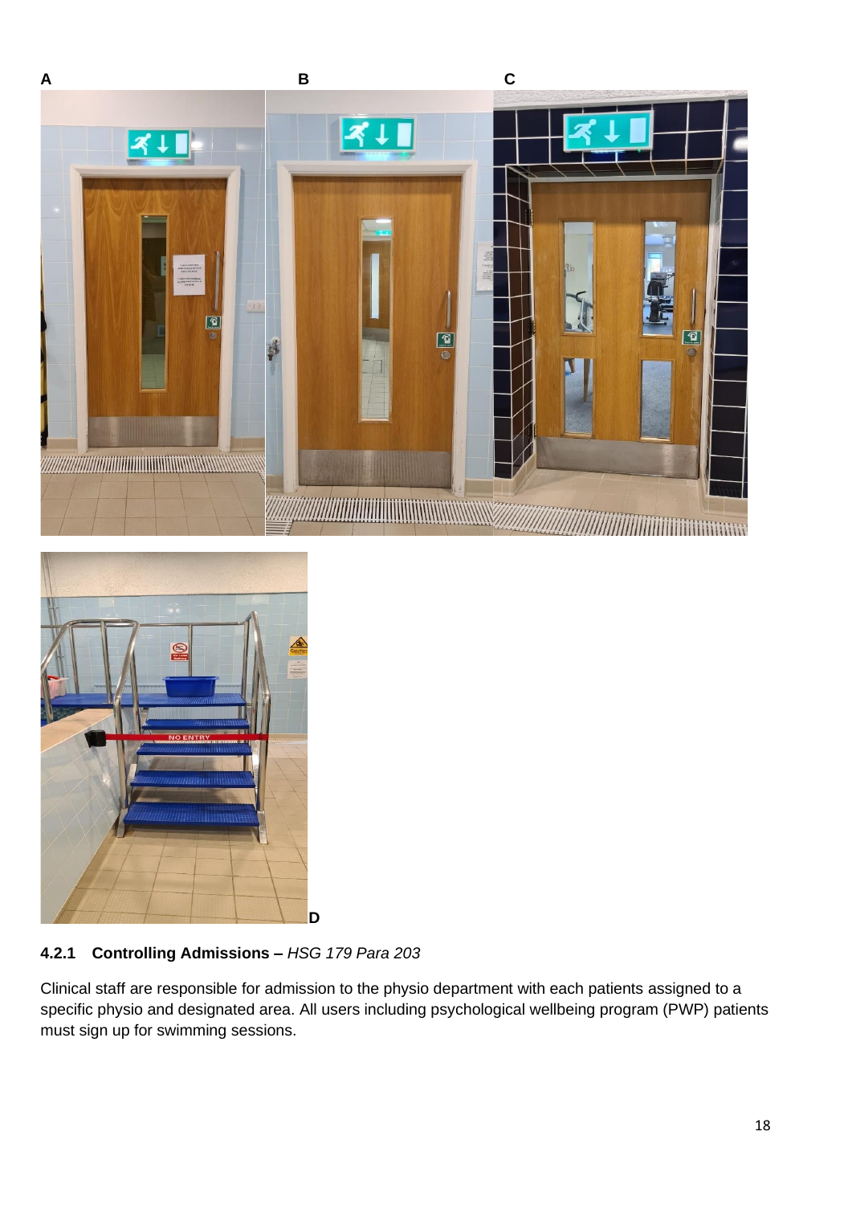A B C

D

#### 4.2.1 Controlling Admissions – *HSG 179 Para 203*

Clinical staff are responsible for admission to the physio department with each patients assigned to a specific physio and designated area. All users including psychological wellbeing program (PWP) patients must sign up for swimming sessions.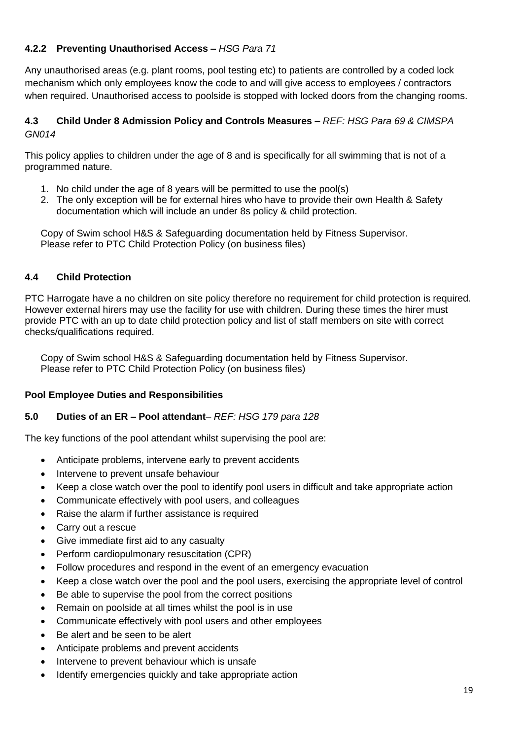### 4.2.2 Preventing Unauthorised Access – *HSG Para 71*

Any unauthorised areas (e.g. plant rooms, pool testing etc) to patients are controlled by a coded lock mechanism which only employees know the code to and will give access to employees / contractors when required. Unauthorised access to poolside is stopped with locked doors from the changing rooms.

### 4.3 Child Under 8 Admission Policy and Controls Measures – *REF: HSG Para 69 & CIMSPA GN014*

This policy applies to children under the age of 8 and is specifically for all swimming that is not of a programmed nature.

1. No child under the age of 8 years will be permitted to use the pool(s)
2. The only exception will be for external hires who have to provide their own Health & Safety documentation which will include an under 8s policy & child protection.

Copy of Swim school H&S & Safeguarding documentation held by Fitness Supervisor.
Please refer to PTC Child Protection Policy (on business files)

### 4.4 Child Protection

PTC Harrogate have a no children on site policy therefore no requirement for child protection is required. However external hirers may use the facility for use with children. During these times the hirer must provide PTC with an up to date child protection policy and list of staff members on site with correct checks/qualifications required.

Copy of Swim school H&S & Safeguarding documentation held by Fitness Supervisor.
Please refer to PTC Child Protection Policy (on business files)

## Pool Employee Duties and Responsibilities

### 5.0 Duties of an ER – Pool attendant– *REF: HSG 179 para 128*

The key functions of the pool attendant whilst supervising the pool are:

- Anticipate problems, intervene early to prevent accidents
- Intervene to prevent unsafe behaviour
- Keep a close watch over the pool to identify pool users in difficult and take appropriate action
- Communicate effectively with pool users, and colleagues
- Raise the alarm if further assistance is required
- Carry out a rescue
- Give immediate first aid to any casualty
- Perform cardiopulmonary resuscitation (CPR)
- Follow procedures and respond in the event of an emergency evacuation
- Keep a close watch over the pool and the pool users, exercising the appropriate level of control
- Be able to supervise the pool from the correct positions
- Remain on poolside at all times whilst the pool is in use
- Communicate effectively with pool users and other employees
- Be alert and be seen to be alert
- Anticipate problems and prevent accidents
- Intervene to prevent behaviour which is unsafe
- Identify emergencies quickly and take appropriate action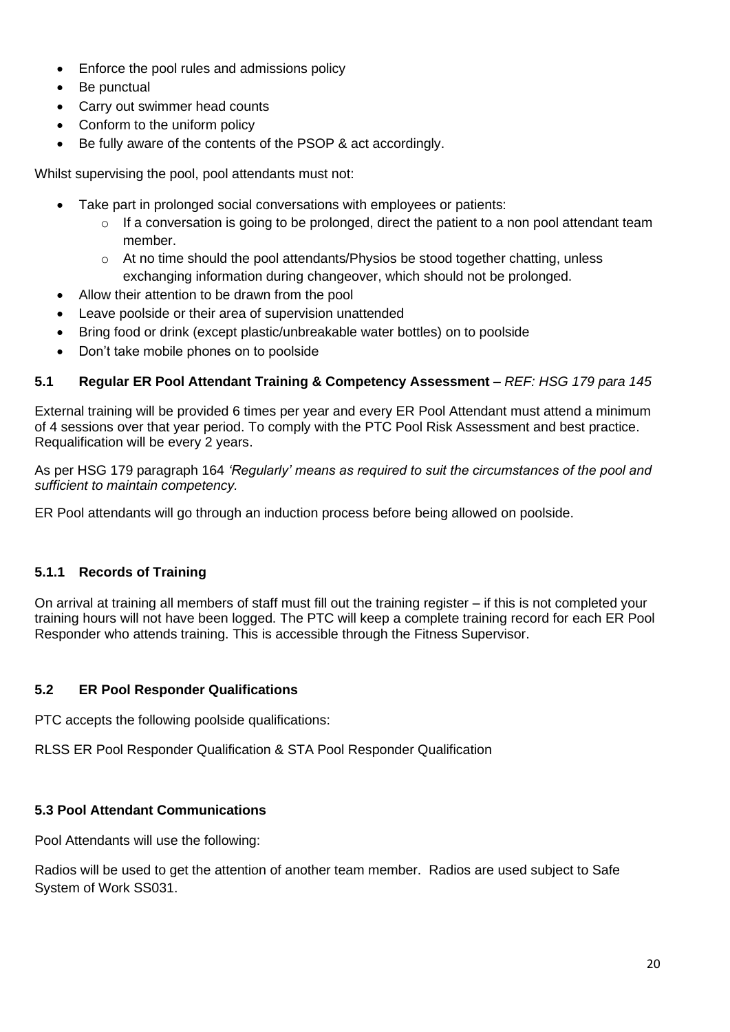- Enforce the pool rules and admissions policy
- Be punctual
- Carry out swimmer head counts
- Conform to the uniform policy
- Be fully aware of the contents of the PSOP & act accordingly.

Whilst supervising the pool, pool attendants must not:

- Take part in prolonged social conversations with employees or patients:
  - If a conversation is going to be prolonged, direct the patient to a non pool attendant team member.
  - At no time should the pool attendants/Physios be stood together chatting, unless exchanging information during changeover, which should not be prolonged.
- Allow their attention to be drawn from the pool
- Leave poolside or their area of supervision unattended
- Bring food or drink (except plastic/unbreakable water bottles) on to poolside
- Don't take mobile phones on to poolside

### 5.1 Regular ER Pool Attendant Training & Competency Assessment – *REF: HSG 179 para 145*

External training will be provided 6 times per year and every ER Pool Attendant must attend a minimum of 4 sessions over that year period. To comply with the PTC Pool Risk Assessment and best practice. Requalification will be every 2 years.

As per HSG 179 paragraph 164 *'Regularly' means as required to suit the circumstances of the pool and sufficient to maintain competency.*

ER Pool attendants will go through an induction process before being allowed on poolside.

#### 5.1.1 Records of Training

On arrival at training all members of staff must fill out the training register – if this is not completed your training hours will not have been logged. The PTC will keep a complete training record for each ER Pool Responder who attends training. This is accessible through the Fitness Supervisor.

### 5.2 ER Pool Responder Qualifications

PTC accepts the following poolside qualifications:

RLSS ER Pool Responder Qualification & STA Pool Responder Qualification

### 5.3 Pool Attendant Communications

Pool Attendants will use the following:

Radios will be used to get the attention of another team member. Radios are used subject to Safe System of Work SS031.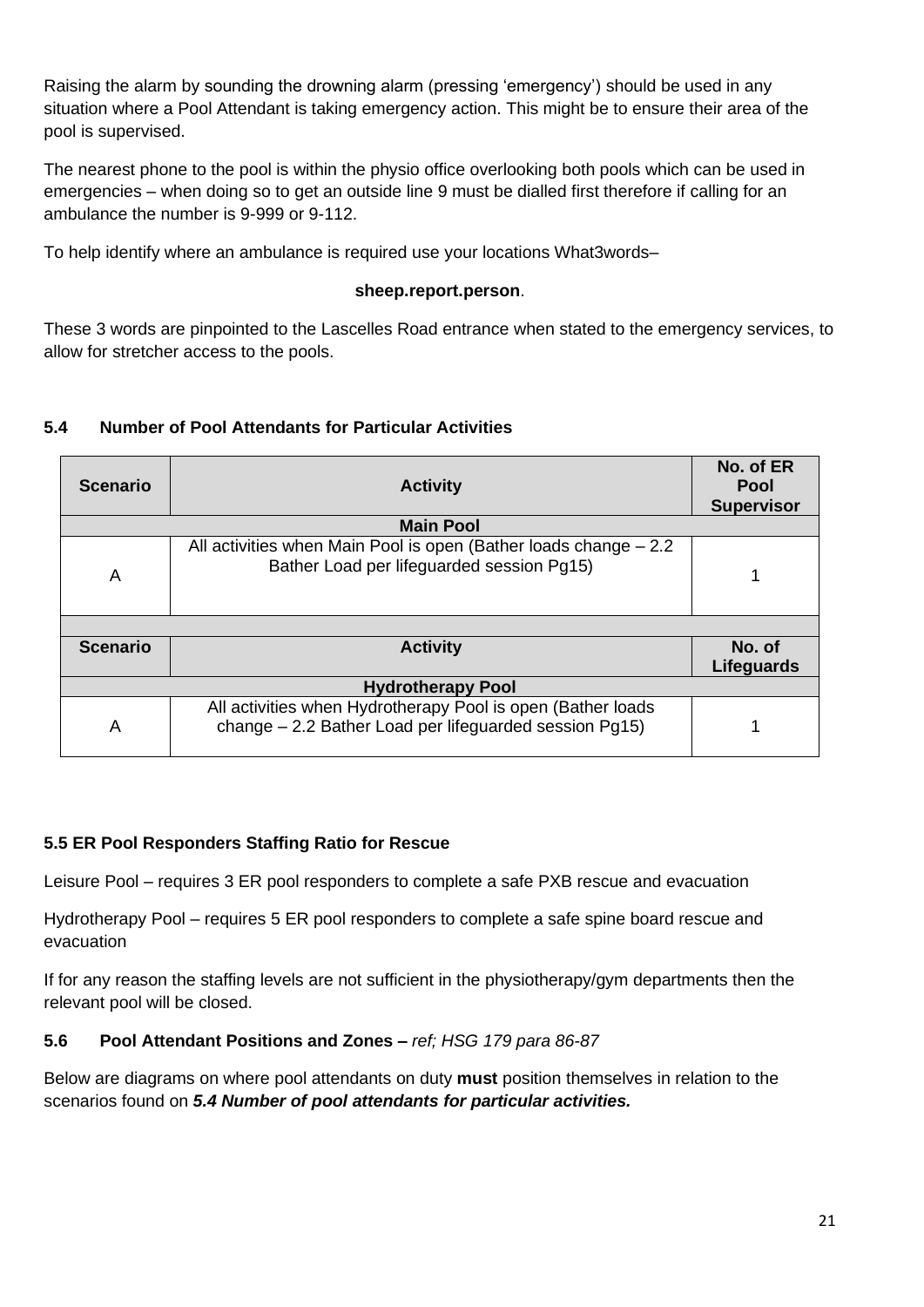Raising the alarm by sounding the drowning alarm (pressing 'emergency') should be used in any situation where a Pool Attendant is taking emergency action. This might be to ensure their area of the pool is supervised.

The nearest phone to the pool is within the physio office overlooking both pools which can be used in emergencies – when doing so to get an outside line 9 must be dialled first therefore if calling for an ambulance the number is 9-999 or 9-112.

To help identify where an ambulance is required use your locations What3words–

**sheep.report.person**.

These 3 words are pinpointed to the Lascelles Road entrance when stated to the emergency services, to allow for stretcher access to the pools.

### 5.4 Number of Pool Attendants for Particular Activities

| Scenario | Activity | No. of ER Pool Supervisor |
|---|---|---|
| **Main Pool** | | |
| A | All activities when Main Pool is open (Bather loads change – 2.2 Bather Load per lifeguarded session Pg15) | 1 |
| | | |
| **Scenario** | **Activity** | **No. of Lifeguards** |
| **Hydrotherapy Pool** | | |
| A | All activities when Hydrotherapy Pool is open (Bather loads change – 2.2 Bather Load per lifeguarded session Pg15) | 1 |

### 5.5 ER Pool Responders Staffing Ratio for Rescue

Leisure Pool – requires 3 ER pool responders to complete a safe PXB rescue and evacuation

Hydrotherapy Pool – requires 5 ER pool responders to complete a safe spine board rescue and evacuation

If for any reason the staffing levels are not sufficient in the physiotherapy/gym departments then the relevant pool will be closed.

### 5.6 Pool Attendant Positions and Zones – *ref; HSG 179 para 86-87*

Below are diagrams on where pool attendants on duty **must** position themselves in relation to the scenarios found on ***5.4 Number of pool attendants for particular activities.***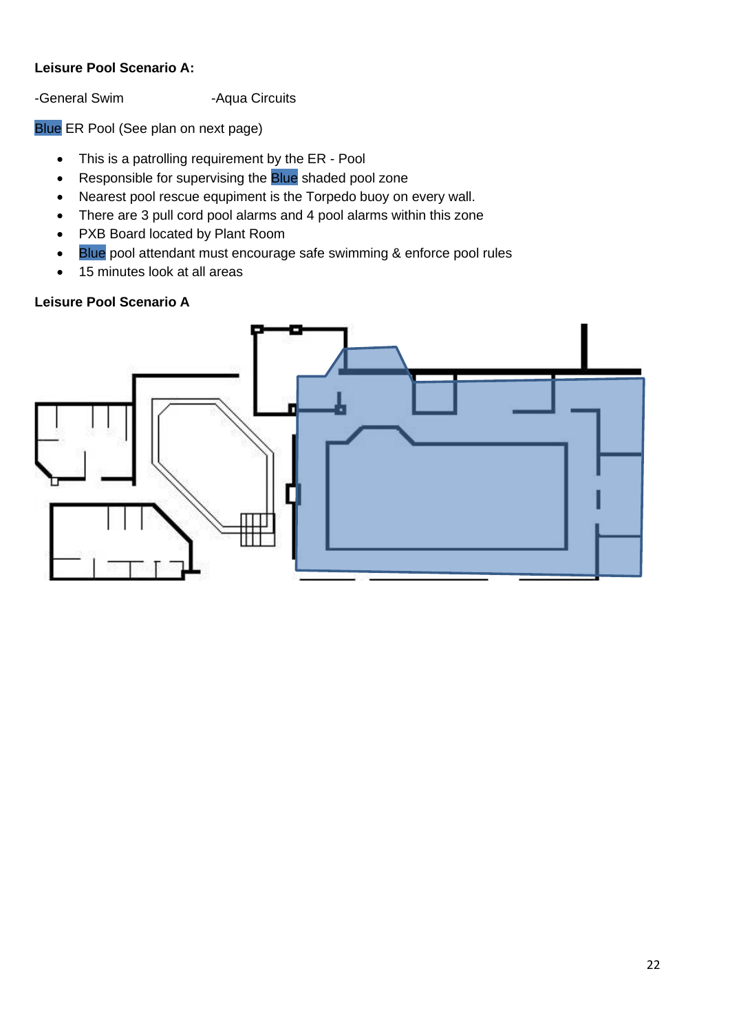**Leisure Pool Scenario A:**

-General Swim -Aqua Circuits

Blue ER Pool (See plan on next page)

- This is a patrolling requirement by the ER - Pool
- Responsible for supervising the Blue shaded pool zone
- Nearest pool rescue equipment is the Torpedo buoy on every wall.
- There are 3 pull cord pool alarms and 4 pool alarms within this zone
- PXB Board located by Plant Room
- Blue pool attendant must encourage safe swimming & enforce pool rules
- 15 minutes look at all areas

**Leisure Pool Scenario A**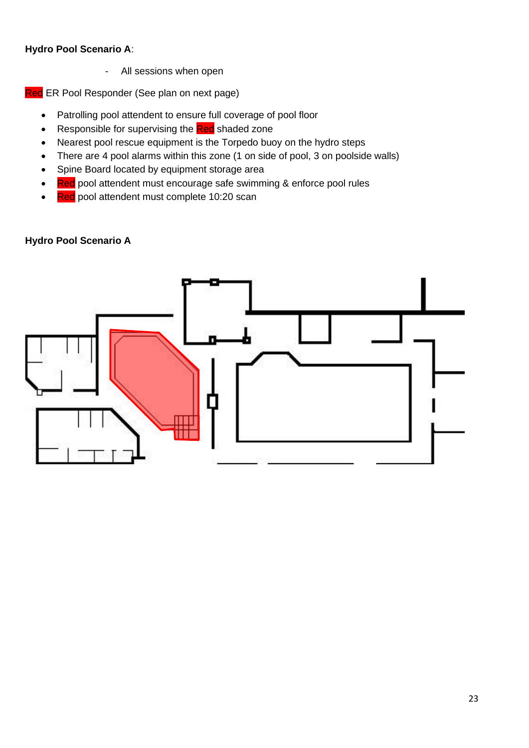**Hydro Pool Scenario A**:

- All sessions when open

Red ER Pool Responder (See plan on next page)

- Patrolling pool attendant to ensure full coverage of pool floor
- Responsible for supervising the Red shaded zone
- Nearest pool rescue equipment is the Torpedo buoy on the hydro steps
- There are 4 pool alarms within this zone (1 on side of pool, 3 on poolside walls)
- Spine Board located by equipment storage area
- Red pool attendant must encourage safe swimming & enforce pool rules
- Red pool attendant must complete 10:20 scan

**Hydro Pool Scenario A**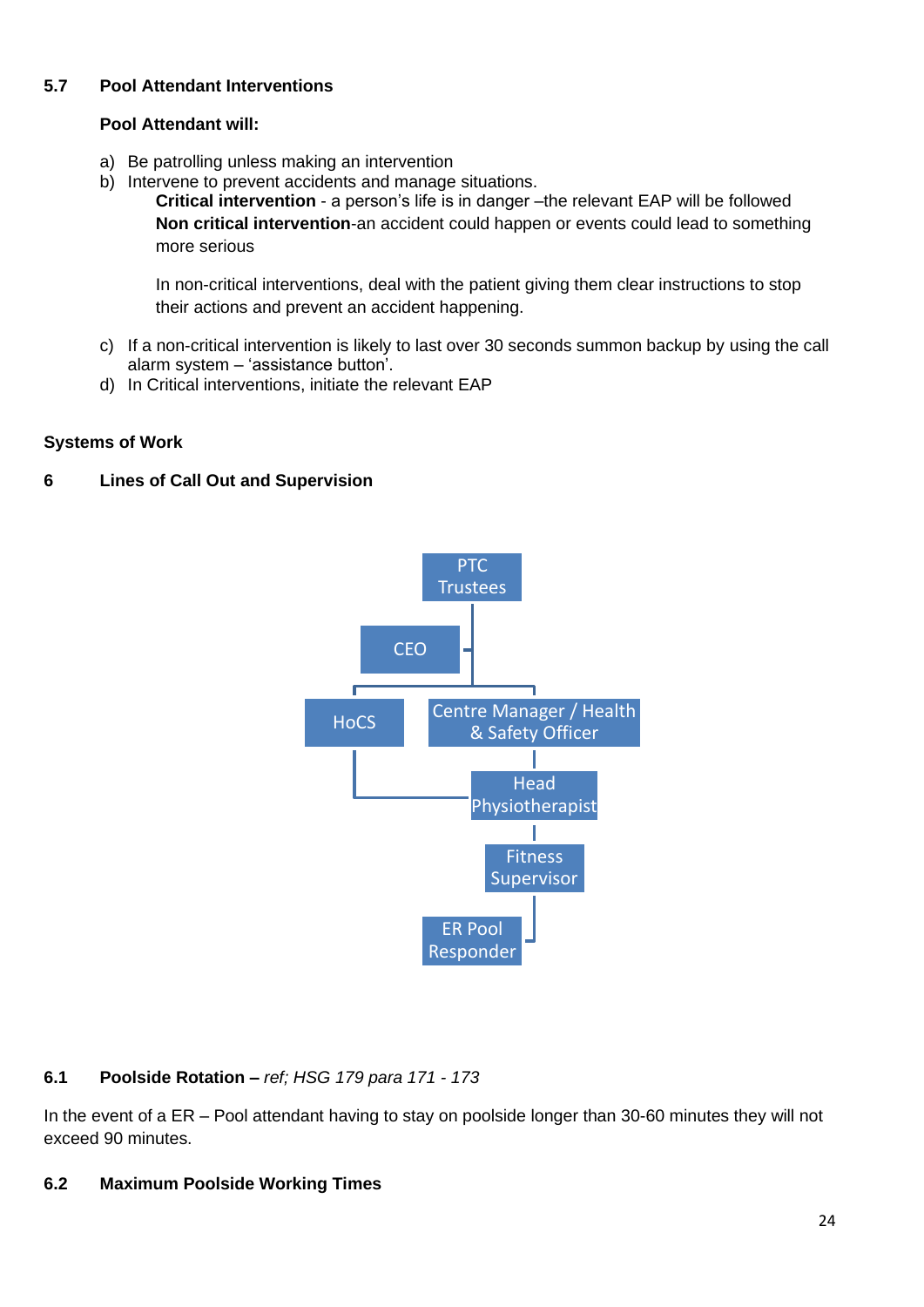### 5.7 Pool Attendant Interventions

**Pool Attendant will:**

a) Be patrolling unless making an intervention

b) Intervene to prevent accidents and manage situations.

   **Critical intervention** - a person's life is in danger –the relevant EAP will be followed
   **Non critical intervention**-an accident could happen or events could lead to something more serious

   In non-critical interventions, deal with the patient giving them clear instructions to stop their actions and prevent an accident happening.

c) If a non-critical intervention is likely to last over 30 seconds summon backup by using the call alarm system – 'assistance button'.

d) In Critical interventions, initiate the relevant EAP

**Systems of Work**

## 6 Lines of Call Out and Supervision

PTC Trustees
CEO
HoCS
Centre Manager / Health & Safety Officer
Head Physiotherapist
Fitness Supervisor
ER Pool Responder

### 6.1 Poolside Rotation – *ref; HSG 179 para 171 - 173*

In the event of a ER – Pool attendant having to stay on poolside longer than 30-60 minutes they will not exceed 90 minutes.

### 6.2 Maximum Poolside Working Times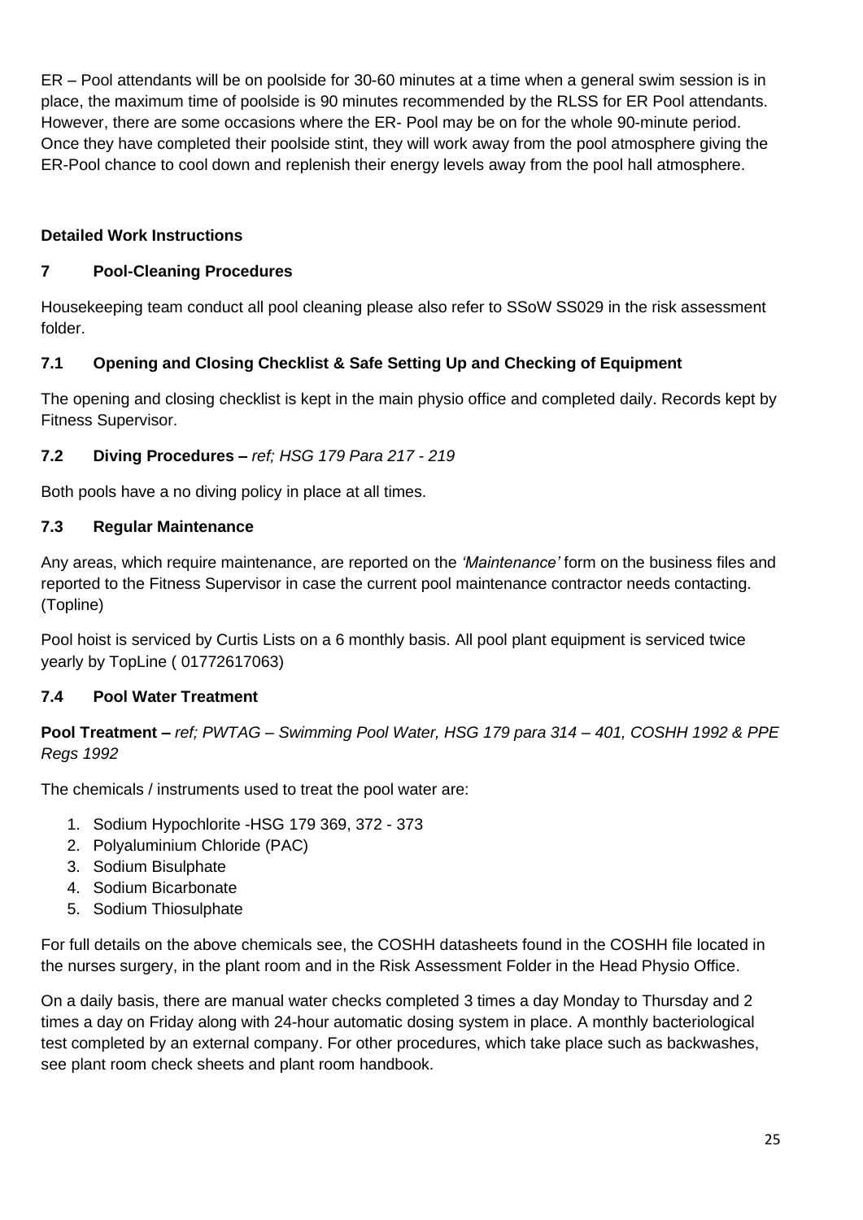ER – Pool attendants will be on poolside for 30-60 minutes at a time when a general swim session is in place, the maximum time of poolside is 90 minutes recommended by the RLSS for ER Pool attendants. However, there are some occasions where the ER- Pool may be on for the whole 90-minute period. Once they have completed their poolside stint, they will work away from the pool atmosphere giving the ER-Pool chance to cool down and replenish their energy levels away from the pool hall atmosphere.

**Detailed Work Instructions**

## 7 Pool-Cleaning Procedures

Housekeeping team conduct all pool cleaning please also refer to SSoW SS029 in the risk assessment folder.

### 7.1 Opening and Closing Checklist & Safe Setting Up and Checking of Equipment

The opening and closing checklist is kept in the main physio office and completed daily. Records kept by Fitness Supervisor.

### 7.2 Diving Procedures – *ref; HSG 179 Para 217 - 219*

Both pools have a no diving policy in place at all times.

### 7.3 Regular Maintenance

Any areas, which require maintenance, are reported on the *'Maintenance'* form on the business files and reported to the Fitness Supervisor in case the current pool maintenance contractor needs contacting. (Topline)

Pool hoist is serviced by Curtis Lists on a 6 monthly basis. All pool plant equipment is serviced twice yearly by TopLine ( 01772617063)

### 7.4 Pool Water Treatment

**Pool Treatment –** *ref; PWTAG – Swimming Pool Water, HSG 179 para 314 – 401, COSHH 1992 & PPE Regs 1992*

The chemicals / instruments used to treat the pool water are:

1. Sodium Hypochlorite -HSG 179 369, 372 - 373
2. Polyaluminium Chloride (PAC)
3. Sodium Bisulphate
4. Sodium Bicarbonate
5. Sodium Thiosulphate

For full details on the above chemicals see, the COSHH datasheets found in the COSHH file located in the nurses surgery, in the plant room and in the Risk Assessment Folder in the Head Physio Office.

On a daily basis, there are manual water checks completed 3 times a day Monday to Thursday and 2 times a day on Friday along with 24-hour automatic dosing system in place. A monthly bacteriological test completed by an external company. For other procedures, which take place such as backwashes, see plant room check sheets and plant room handbook.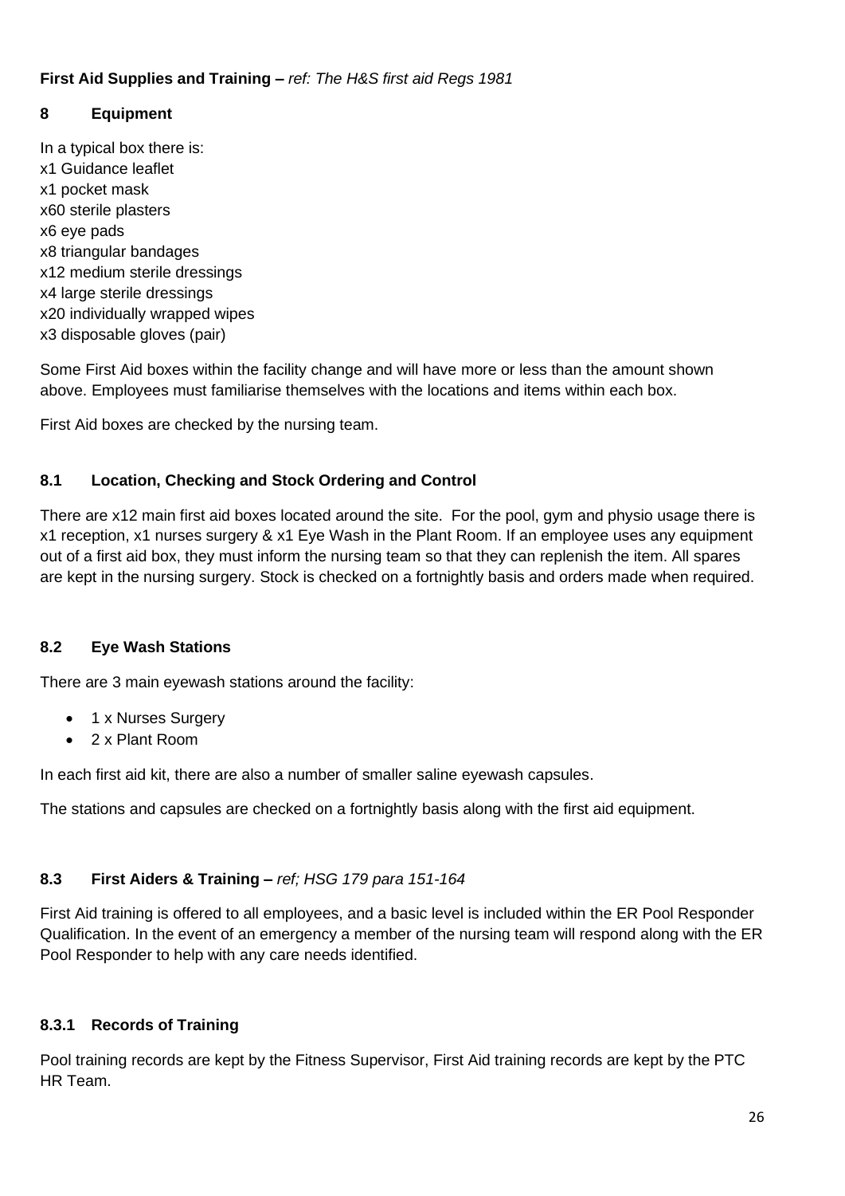**First Aid Supplies and Training –** *ref: The H&S first aid Regs 1981*

## 8 Equipment

In a typical box there is:
x1 Guidance leaflet
x1 pocket mask
x60 sterile plasters
x6 eye pads
x8 triangular bandages
x12 medium sterile dressings
x4 large sterile dressings
x20 individually wrapped wipes
x3 disposable gloves (pair)

Some First Aid boxes within the facility change and will have more or less than the amount shown above. Employees must familiarise themselves with the locations and items within each box.

First Aid boxes are checked by the nursing team.

### 8.1 Location, Checking and Stock Ordering and Control

There are x12 main first aid boxes located around the site. For the pool, gym and physio usage there is x1 reception, x1 nurses surgery & x1 Eye Wash in the Plant Room. If an employee uses any equipment out of a first aid box, they must inform the nursing team so that they can replenish the item. All spares are kept in the nursing surgery. Stock is checked on a fortnightly basis and orders made when required.

### 8.2 Eye Wash Stations

There are 3 main eyewash stations around the facility:

- 1 x Nurses Surgery
- 2 x Plant Room

In each first aid kit, there are also a number of smaller saline eyewash capsules.

The stations and capsules are checked on a fortnightly basis along with the first aid equipment.

### 8.3 First Aiders & Training – *ref; HSG 179 para 151-164*

First Aid training is offered to all employees, and a basic level is included within the ER Pool Responder Qualification. In the event of an emergency a member of the nursing team will respond along with the ER Pool Responder to help with any care needs identified.

#### 8.3.1 Records of Training

Pool training records are kept by the Fitness Supervisor, First Aid training records are kept by the PTC HR Team.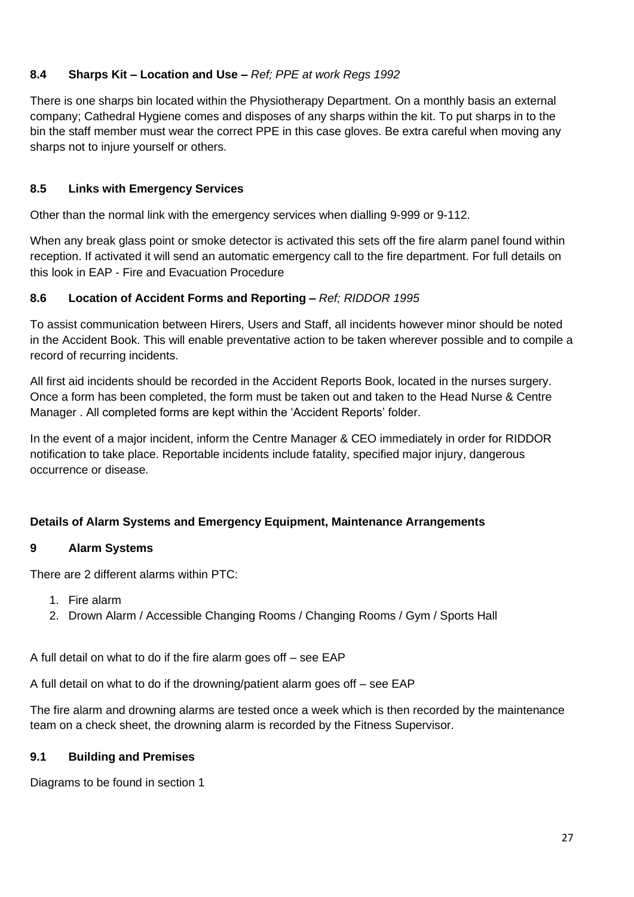### 8.4 Sharps Kit – Location and Use – *Ref; PPE at work Regs 1992*

There is one sharps bin located within the Physiotherapy Department. On a monthly basis an external company; Cathedral Hygiene comes and disposes of any sharps within the kit. To put sharps in to the bin the staff member must wear the correct PPE in this case gloves. Be extra careful when moving any sharps not to injure yourself or others.

### 8.5 Links with Emergency Services

Other than the normal link with the emergency services when dialling 9-999 or 9-112.

When any break glass point or smoke detector is activated this sets off the fire alarm panel found within reception. If activated it will send an automatic emergency call to the fire department. For full details on this look in EAP - Fire and Evacuation Procedure

### 8.6 Location of Accident Forms and Reporting – *Ref; RIDDOR 1995*

To assist communication between Hirers, Users and Staff, all incidents however minor should be noted in the Accident Book. This will enable preventative action to be taken wherever possible and to compile a record of recurring incidents.

All first aid incidents should be recorded in the Accident Reports Book, located in the nurses surgery. Once a form has been completed, the form must be taken out and taken to the Head Nurse & Centre Manager . All completed forms are kept within the 'Accident Reports' folder.

In the event of a major incident, inform the Centre Manager & CEO immediately in order for RIDDOR notification to take place. Reportable incidents include fatality, specified major injury, dangerous occurrence or disease.

**Details of Alarm Systems and Emergency Equipment, Maintenance Arrangements**

### 9 Alarm Systems

There are 2 different alarms within PTC:

1. Fire alarm
2. Drown Alarm / Accessible Changing Rooms / Changing Rooms / Gym / Sports Hall

A full detail on what to do if the fire alarm goes off – see EAP

A full detail on what to do if the drowning/patient alarm goes off – see EAP

The fire alarm and drowning alarms are tested once a week which is then recorded by the maintenance team on a check sheet, the drowning alarm is recorded by the Fitness Supervisor.

### 9.1 Building and Premises

Diagrams to be found in section 1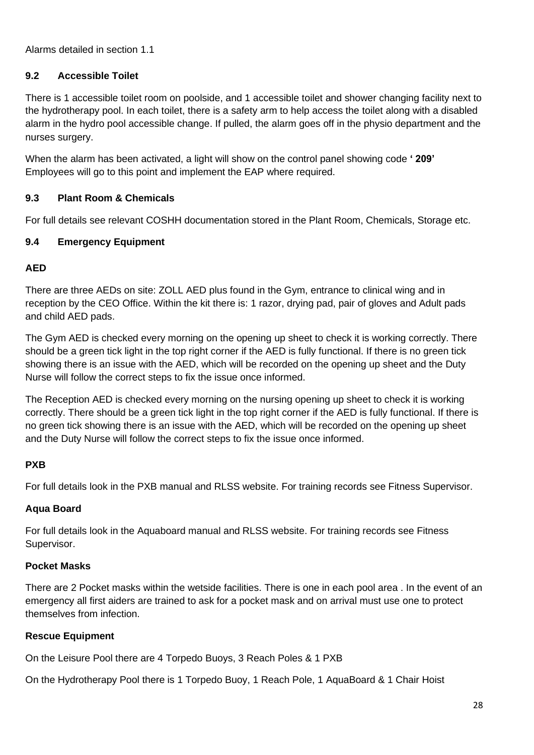Alarms detailed in section 1.1

### 9.2 Accessible Toilet

There is 1 accessible toilet room on poolside, and 1 accessible toilet and shower changing facility next to the hydrotherapy pool. In each toilet, there is a safety arm to help access the toilet along with a disabled alarm in the hydro pool accessible change. If pulled, the alarm goes off in the physio department and the nurses surgery.

When the alarm has been activated, a light will show on the control panel showing code **' 209'** Employees will go to this point and implement the EAP where required.

### 9.3 Plant Room & Chemicals

For full details see relevant COSHH documentation stored in the Plant Room, Chemicals, Storage etc.

### 9.4 Emergency Equipment

**AED**

There are three AEDs on site: ZOLL AED plus found in the Gym, entrance to clinical wing and in reception by the CEO Office. Within the kit there is: 1 razor, drying pad, pair of gloves and Adult pads and child AED pads.

The Gym AED is checked every morning on the opening up sheet to check it is working correctly. There should be a green tick light in the top right corner if the AED is fully functional. If there is no green tick showing there is an issue with the AED, which will be recorded on the opening up sheet and the Duty Nurse will follow the correct steps to fix the issue once informed.

The Reception AED is checked every morning on the nursing opening up sheet to check it is working correctly. There should be a green tick light in the top right corner if the AED is fully functional. If there is no green tick showing there is an issue with the AED, which will be recorded on the opening up sheet and the Duty Nurse will follow the correct steps to fix the issue once informed.

**PXB**

For full details look in the PXB manual and RLSS website. For training records see Fitness Supervisor.

**Aqua Board**

For full details look in the Aquaboard manual and RLSS website. For training records see Fitness Supervisor.

**Pocket Masks**

There are 2 Pocket masks within the wetside facilities. There is one in each pool area . In the event of an emergency all first aiders are trained to ask for a pocket mask and on arrival must use one to protect themselves from infection.

**Rescue Equipment**

On the Leisure Pool there are 4 Torpedo Buoys, 3 Reach Poles & 1 PXB

On the Hydrotherapy Pool there is 1 Torpedo Buoy, 1 Reach Pole, 1 AquaBoard & 1 Chair Hoist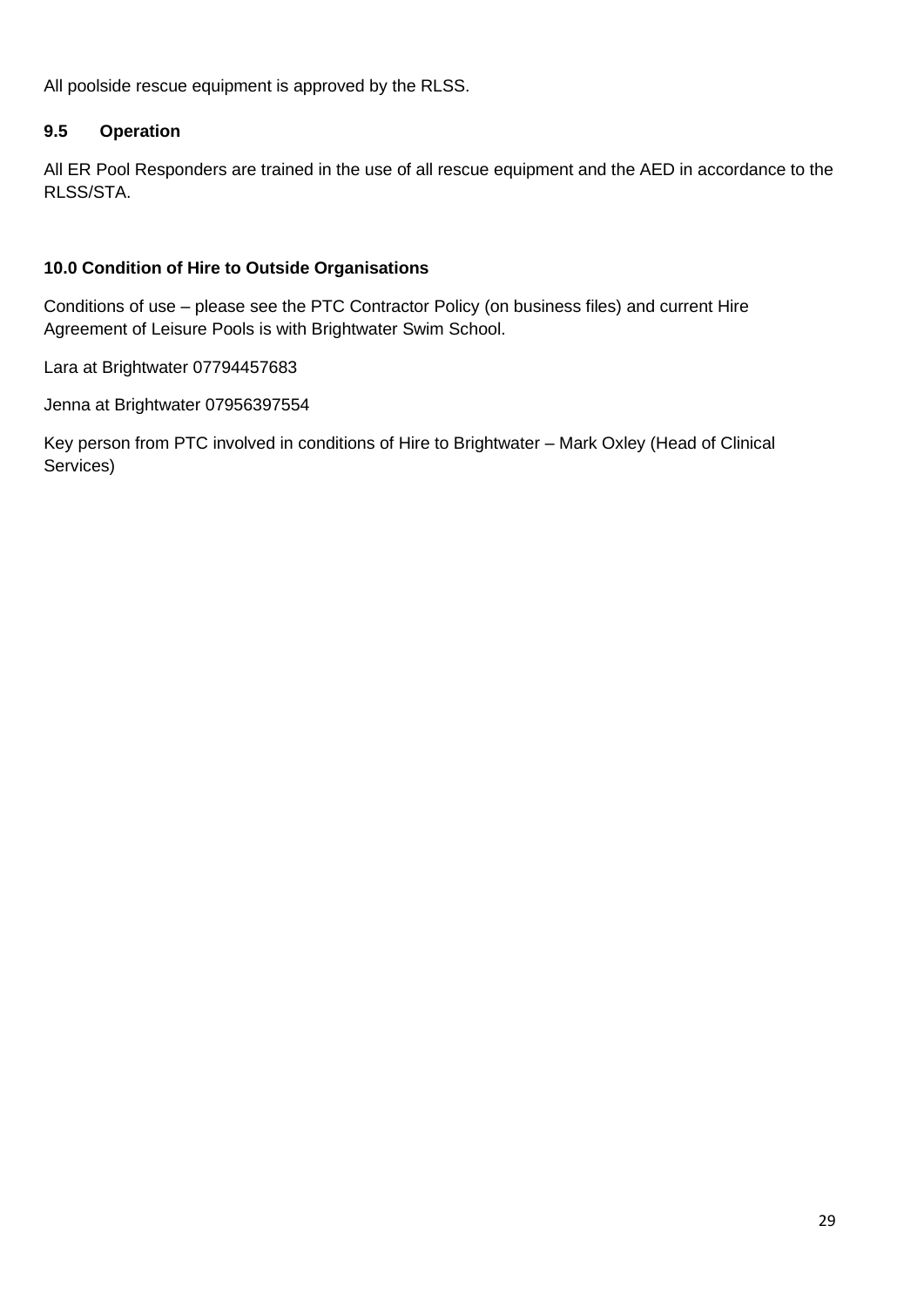All poolside rescue equipment is approved by the RLSS.

### 9.5 Operation

All ER Pool Responders are trained in the use of all rescue equipment and the AED in accordance to the RLSS/STA.

## 10.0 Condition of Hire to Outside Organisations

Conditions of use – please see the PTC Contractor Policy (on business files) and current Hire Agreement of Leisure Pools is with Brightwater Swim School.

Lara at Brightwater 07794457683

Jenna at Brightwater 07956397554

Key person from PTC involved in conditions of Hire to Brightwater – Mark Oxley (Head of Clinical Services)